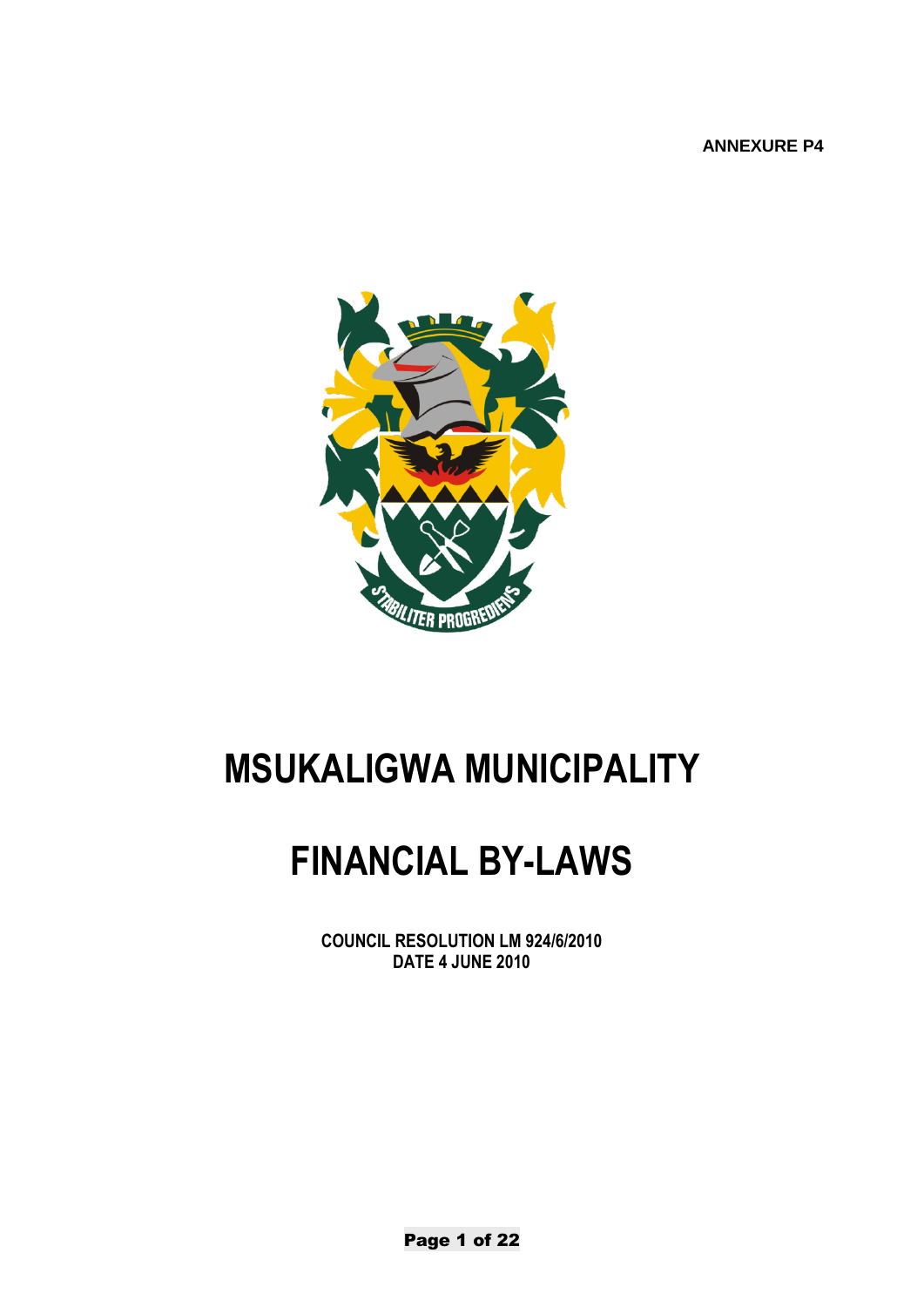ANNEXURE P4

# MSUKALIGWA MUNICIPALITY

# FINANCIAL BY-LAWS

**COUNCIL RESOLUTION LM 924/6/2010**
**DATE 4 JUNE 2010**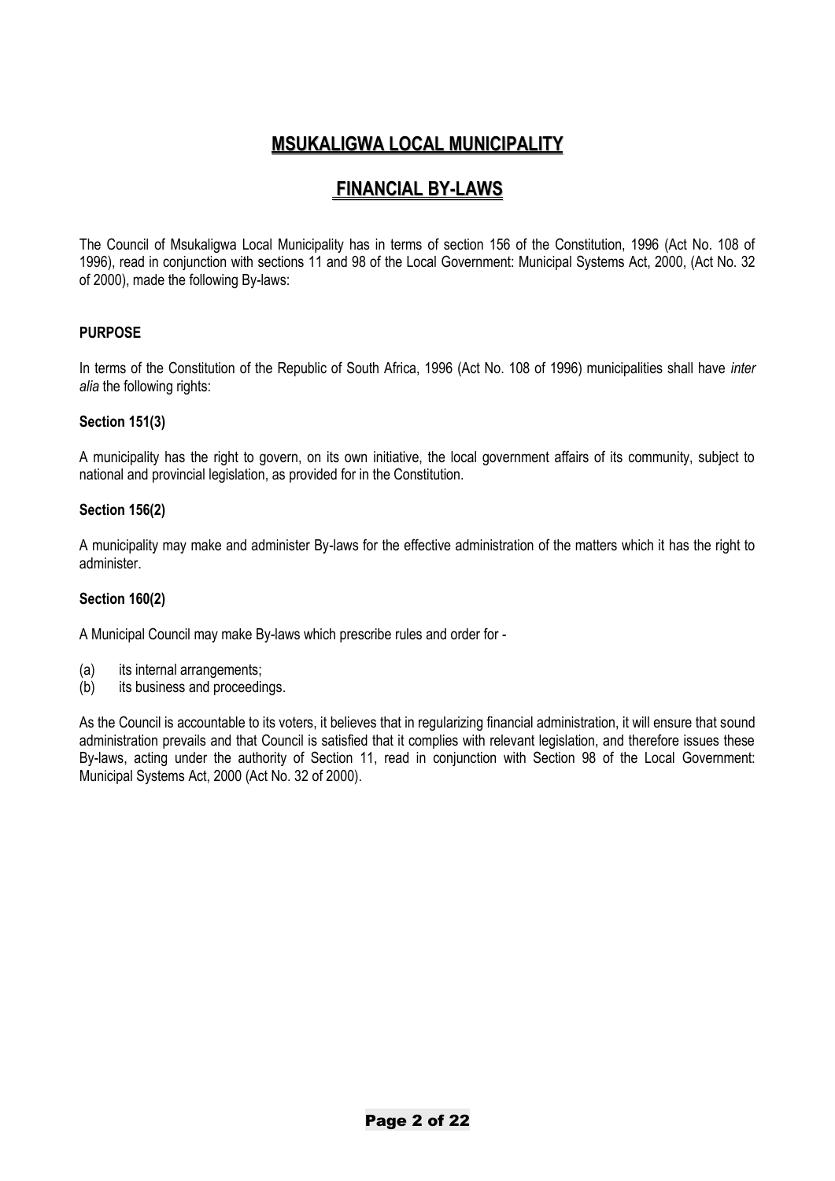# **MSUKALIGWA LOCAL MUNICIPALITY**

## **FINANCIAL BY-LAWS**

The Council of Msukaligwa Local Municipality has in terms of section 156 of the Constitution, 1996 (Act No. 108 of 1996), read in conjunction with sections 11 and 98 of the Local Government: Municipal Systems Act, 2000, (Act No. 32 of 2000), made the following By-laws:

**PURPOSE**

In terms of the Constitution of the Republic of South Africa, 1996 (Act No. 108 of 1996) municipalities shall have *inter alia* the following rights:

**Section 151(3)**

A municipality has the right to govern, on its own initiative, the local government affairs of its community, subject to national and provincial legislation, as provided for in the Constitution.

**Section 156(2)**

A municipality may make and administer By-laws for the effective administration of the matters which it has the right to administer.

**Section 160(2)**

A Municipal Council may make By-laws which prescribe rules and order for -

(a) its internal arrangements;
(b) its business and proceedings.

As the Council is accountable to its voters, it believes that in regularizing financial administration, it will ensure that sound administration prevails and that Council is satisfied that it complies with relevant legislation, and therefore issues these By-laws, acting under the authority of Section 11, read in conjunction with Section 98 of the Local Government: Municipal Systems Act, 2000 (Act No. 32 of 2000).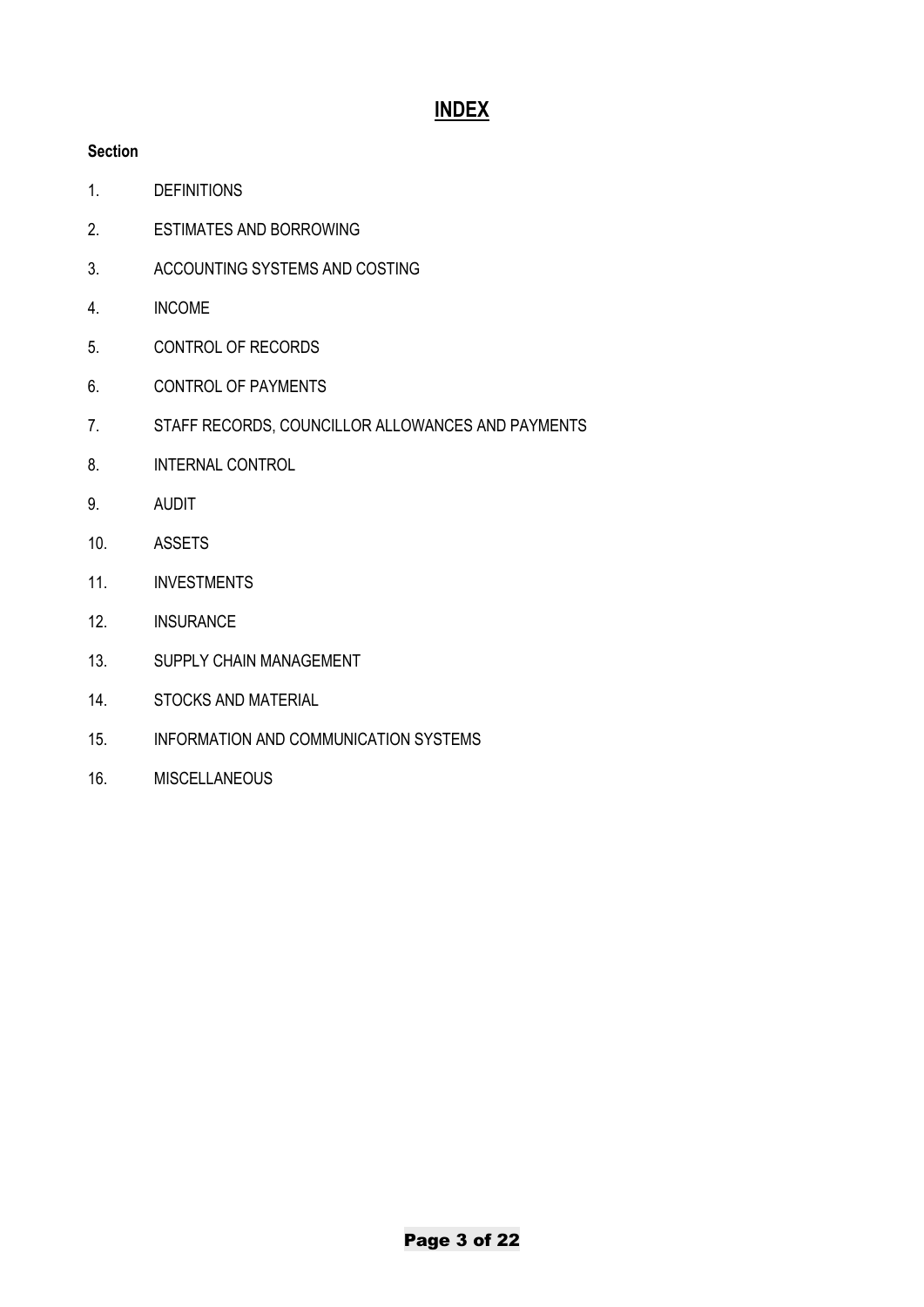# INDEX

**Section**

1. DEFINITIONS
2. ESTIMATES AND BORROWING
3. ACCOUNTING SYSTEMS AND COSTING
4. INCOME
5. CONTROL OF RECORDS
6. CONTROL OF PAYMENTS
7. STAFF RECORDS, COUNCILLOR ALLOWANCES AND PAYMENTS
8. INTERNAL CONTROL
9. AUDIT
10. ASSETS
11. INVESTMENTS
12. INSURANCE
13. SUPPLY CHAIN MANAGEMENT
14. STOCKS AND MATERIAL
15. INFORMATION AND COMMUNICATION SYSTEMS
16. MISCELLANEOUS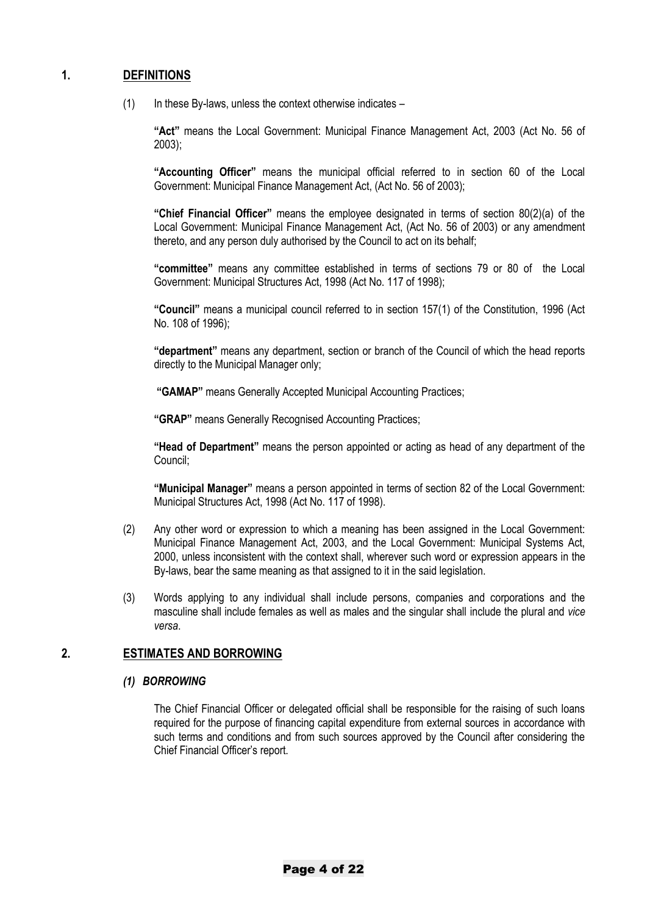## 1. DEFINITIONS

(1) In these By-laws, unless the context otherwise indicates –

**"Act"** means the Local Government: Municipal Finance Management Act, 2003 (Act No. 56 of 2003);

**"Accounting Officer"** means the municipal official referred to in section 60 of the Local Government: Municipal Finance Management Act, (Act No. 56 of 2003);

**"Chief Financial Officer"** means the employee designated in terms of section 80(2)(a) of the Local Government: Municipal Finance Management Act, (Act No. 56 of 2003) or any amendment thereto, and any person duly authorised by the Council to act on its behalf;

**"committee"** means any committee established in terms of sections 79 or 80 of the Local Government: Municipal Structures Act, 1998 (Act No. 117 of 1998);

**"Council"** means a municipal council referred to in section 157(1) of the Constitution, 1996 (Act No. 108 of 1996);

**"department"** means any department, section or branch of the Council of which the head reports directly to the Municipal Manager only;

**"GAMAP"** means Generally Accepted Municipal Accounting Practices;

**"GRAP"** means Generally Recognised Accounting Practices;

**"Head of Department"** means the person appointed or acting as head of any department of the Council;

**"Municipal Manager"** means a person appointed in terms of section 82 of the Local Government: Municipal Structures Act, 1998 (Act No. 117 of 1998).

(2) Any other word or expression to which a meaning has been assigned in the Local Government: Municipal Finance Management Act, 2003, and the Local Government: Municipal Systems Act, 2000, unless inconsistent with the context shall, wherever such word or expression appears in the By-laws, bear the same meaning as that assigned to it in the said legislation.

(3) Words applying to any individual shall include persons, companies and corporations and the masculine shall include females as well as males and the singular shall include the plural and *vice versa*.

## 2. ESTIMATES AND BORROWING

***(1) BORROWING***

The Chief Financial Officer or delegated official shall be responsible for the raising of such loans required for the purpose of financing capital expenditure from external sources in accordance with such terms and conditions and from such sources approved by the Council after considering the Chief Financial Officer's report.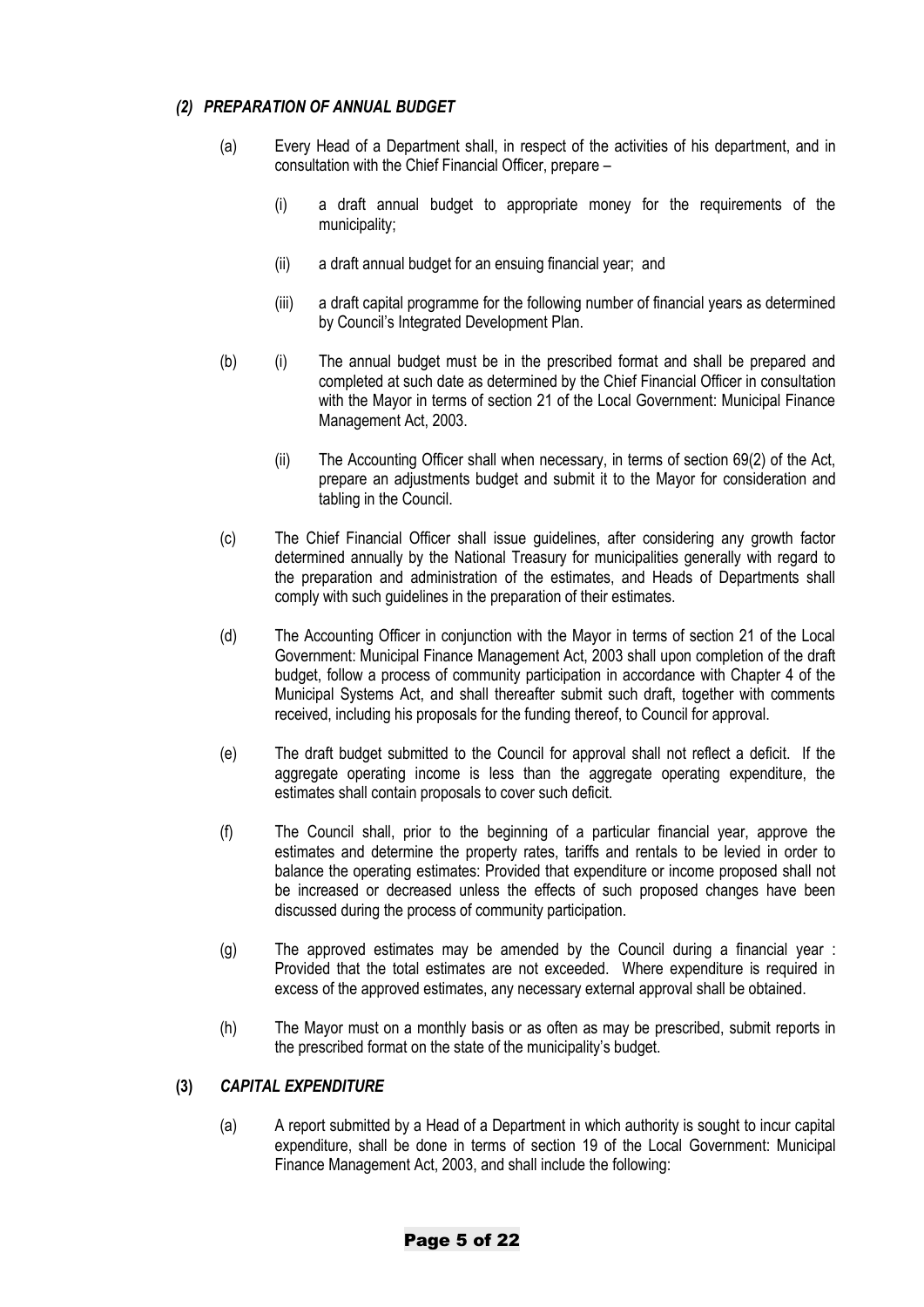### *(2) PREPARATION OF ANNUAL BUDGET*

(a) Every Head of a Department shall, in respect of the activities of his department, and in consultation with the Chief Financial Officer, prepare –

   (i) a draft annual budget to appropriate money for the requirements of the municipality;

   (ii) a draft annual budget for an ensuing financial year; and

   (iii) a draft capital programme for the following number of financial years as determined by Council's Integrated Development Plan.

(b) (i) The annual budget must be in the prescribed format and shall be prepared and completed at such date as determined by the Chief Financial Officer in consultation with the Mayor in terms of section 21 of the Local Government: Municipal Finance Management Act, 2003.

   (ii) The Accounting Officer shall when necessary, in terms of section 69(2) of the Act, prepare an adjustments budget and submit it to the Mayor for consideration and tabling in the Council.

(c) The Chief Financial Officer shall issue guidelines, after considering any growth factor determined annually by the National Treasury for municipalities generally with regard to the preparation and administration of the estimates, and Heads of Departments shall comply with such guidelines in the preparation of their estimates.

(d) The Accounting Officer in conjunction with the Mayor in terms of section 21 of the Local Government: Municipal Finance Management Act, 2003 shall upon completion of the draft budget, follow a process of community participation in accordance with Chapter 4 of the Municipal Systems Act, and shall thereafter submit such draft, together with comments received, including his proposals for the funding thereof, to Council for approval.

(e) The draft budget submitted to the Council for approval shall not reflect a deficit. If the aggregate operating income is less than the aggregate operating expenditure, the estimates shall contain proposals to cover such deficit.

(f) The Council shall, prior to the beginning of a particular financial year, approve the estimates and determine the property rates, tariffs and rentals to be levied in order to balance the operating estimates: Provided that expenditure or income proposed shall not be increased or decreased unless the effects of such proposed changes have been discussed during the process of community participation.

(g) The approved estimates may be amended by the Council during a financial year : Provided that the total estimates are not exceeded. Where expenditure is required in excess of the approved estimates, any necessary external approval shall be obtained.

(h) The Mayor must on a monthly basis or as often as may be prescribed, submit reports in the prescribed format on the state of the municipality's budget.

### **(3)** ***CAPITAL EXPENDITURE***

(a) A report submitted by a Head of a Department in which authority is sought to incur capital expenditure, shall be done in terms of section 19 of the Local Government: Municipal Finance Management Act, 2003, and shall include the following: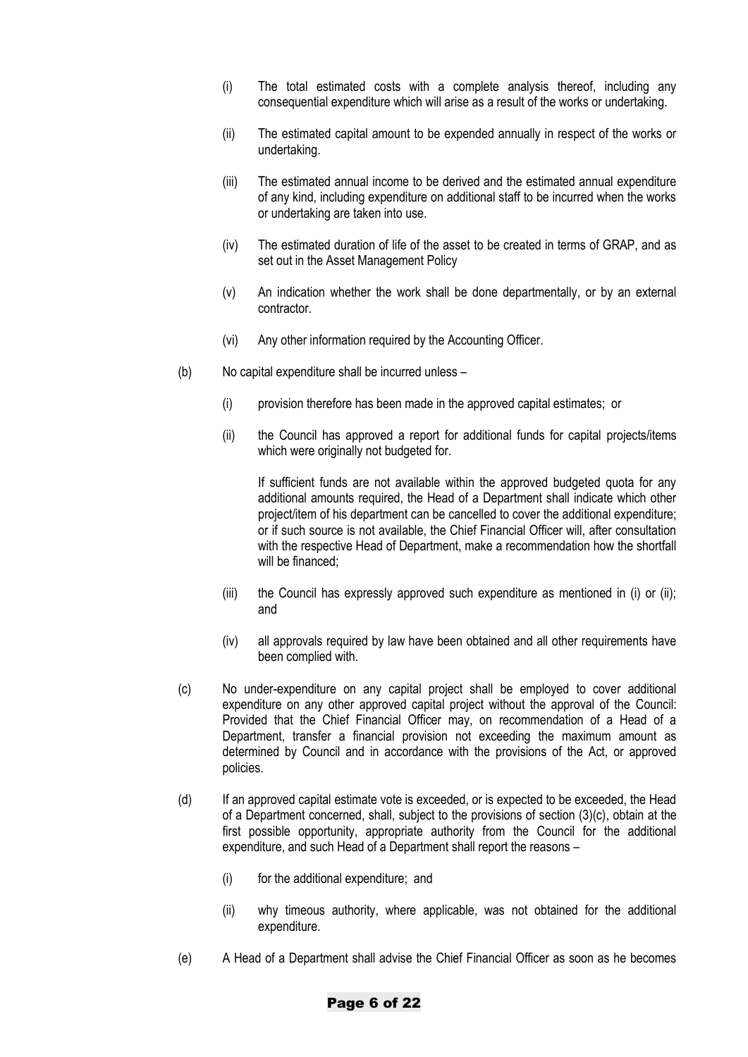(i) The total estimated costs with a complete analysis thereof, including any consequential expenditure which will arise as a result of the works or undertaking.

(ii) The estimated capital amount to be expended annually in respect of the works or undertaking.

(iii) The estimated annual income to be derived and the estimated annual expenditure of any kind, including expenditure on additional staff to be incurred when the works or undertaking are taken into use.

(iv) The estimated duration of life of the asset to be created in terms of GRAP, and as set out in the Asset Management Policy

(v) An indication whether the work shall be done departmentally, or by an external contractor.

(vi) Any other information required by the Accounting Officer.

(b) No capital expenditure shall be incurred unless –

(i) provision therefore has been made in the approved capital estimates; or

(ii) the Council has approved a report for additional funds for capital projects/items which were originally not budgeted for.

If sufficient funds are not available within the approved budgeted quota for any additional amounts required, the Head of a Department shall indicate which other project/item of his department can be cancelled to cover the additional expenditure; or if such source is not available, the Chief Financial Officer will, after consultation with the respective Head of Department, make a recommendation how the shortfall will be financed;

(iii) the Council has expressly approved such expenditure as mentioned in (i) or (ii); and

(iv) all approvals required by law have been obtained and all other requirements have been complied with.

(c) No under-expenditure on any capital project shall be employed to cover additional expenditure on any other approved capital project without the approval of the Council: Provided that the Chief Financial Officer may, on recommendation of a Head of a Department, transfer a financial provision not exceeding the maximum amount as determined by Council and in accordance with the provisions of the Act, or approved policies.

(d) If an approved capital estimate vote is exceeded, or is expected to be exceeded, the Head of a Department concerned, shall, subject to the provisions of section (3)(c), obtain at the first possible opportunity, appropriate authority from the Council for the additional expenditure, and such Head of a Department shall report the reasons –

(i) for the additional expenditure; and

(ii) why timeous authority, where applicable, was not obtained for the additional expenditure.

(e) A Head of a Department shall advise the Chief Financial Officer as soon as he becomes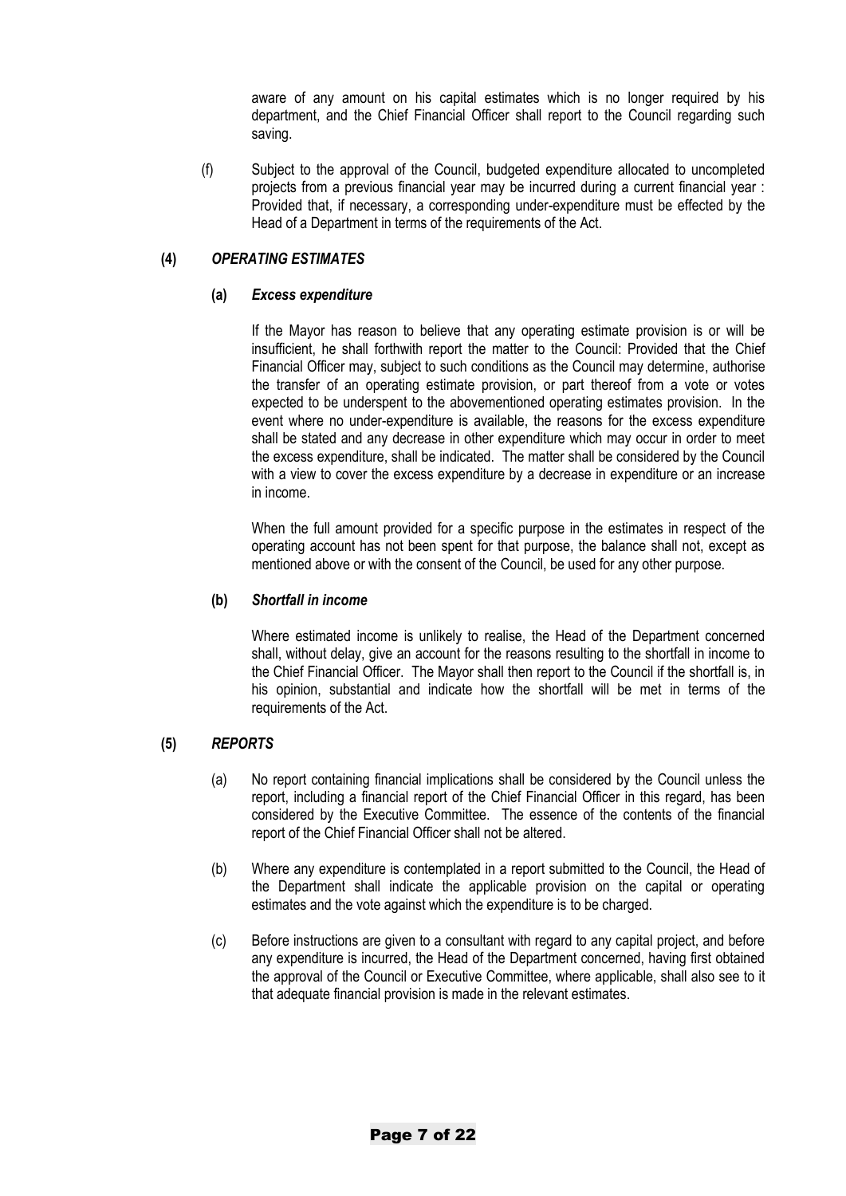aware of any amount on his capital estimates which is no longer required by his department, and the Chief Financial Officer shall report to the Council regarding such saving.

(f) Subject to the approval of the Council, budgeted expenditure allocated to uncompleted projects from a previous financial year may be incurred during a current financial year : Provided that, if necessary, a corresponding under-expenditure must be effected by the Head of a Department in terms of the requirements of the Act.

**(4) *OPERATING ESTIMATES***

**(a) *Excess expenditure***

If the Mayor has reason to believe that any operating estimate provision is or will be insufficient, he shall forthwith report the matter to the Council: Provided that the Chief Financial Officer may, subject to such conditions as the Council may determine, authorise the transfer of an operating estimate provision, or part thereof from a vote or votes expected to be underspent to the abovementioned operating estimates provision. In the event where no under-expenditure is available, the reasons for the excess expenditure shall be stated and any decrease in other expenditure which may occur in order to meet the excess expenditure, shall be indicated. The matter shall be considered by the Council with a view to cover the excess expenditure by a decrease in expenditure or an increase in income.

When the full amount provided for a specific purpose in the estimates in respect of the operating account has not been spent for that purpose, the balance shall not, except as mentioned above or with the consent of the Council, be used for any other purpose.

**(b) *Shortfall in income***

Where estimated income is unlikely to realise, the Head of the Department concerned shall, without delay, give an account for the reasons resulting to the shortfall in income to the Chief Financial Officer. The Mayor shall then report to the Council if the shortfall is, in his opinion, substantial and indicate how the shortfall will be met in terms of the requirements of the Act.

**(5) *REPORTS***

(a) No report containing financial implications shall be considered by the Council unless the report, including a financial report of the Chief Financial Officer in this regard, has been considered by the Executive Committee. The essence of the contents of the financial report of the Chief Financial Officer shall not be altered.

(b) Where any expenditure is contemplated in a report submitted to the Council, the Head of the Department shall indicate the applicable provision on the capital or operating estimates and the vote against which the expenditure is to be charged.

(c) Before instructions are given to a consultant with regard to any capital project, and before any expenditure is incurred, the Head of the Department concerned, having first obtained the approval of the Council or Executive Committee, where applicable, shall also see to it that adequate financial provision is made in the relevant estimates.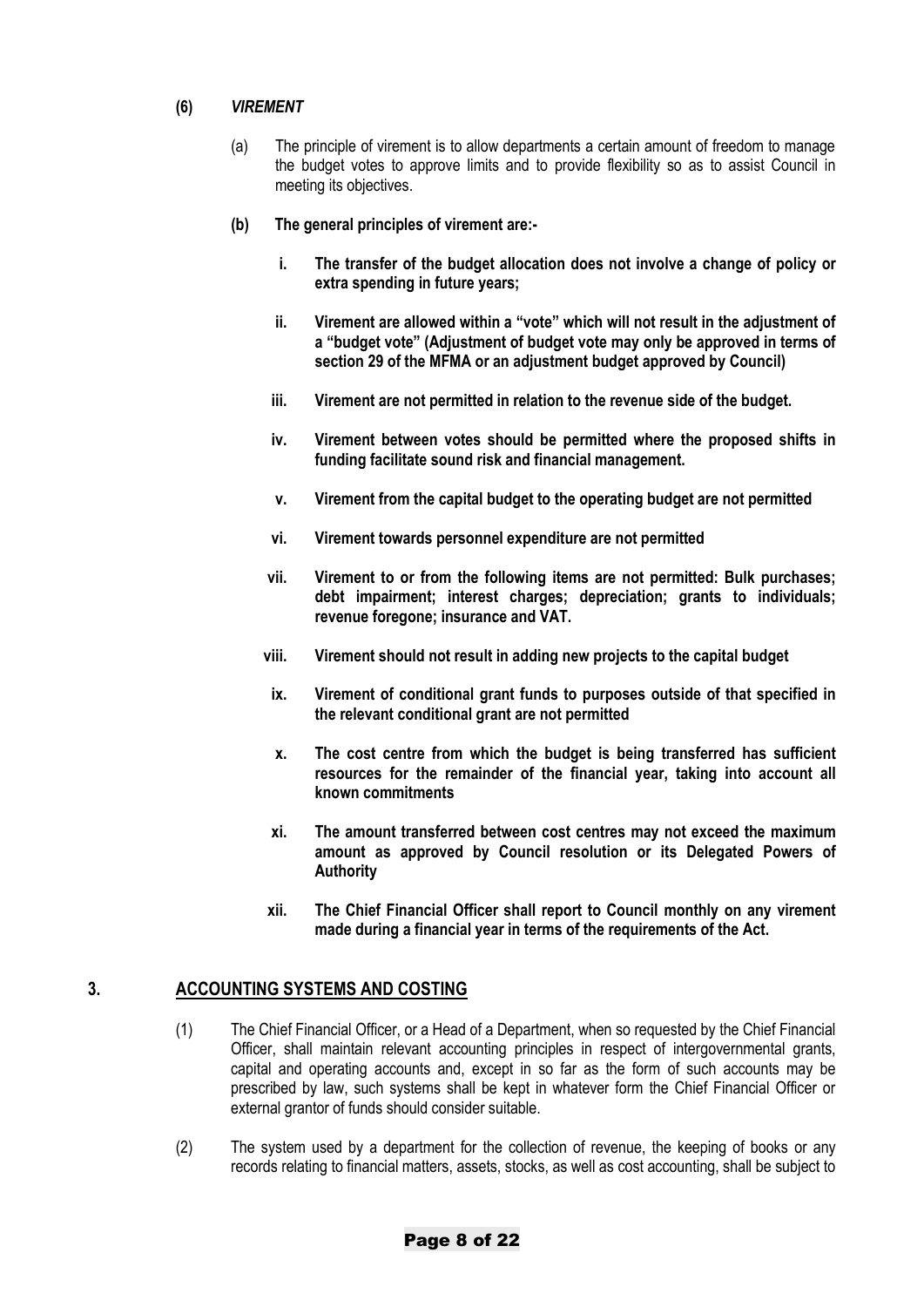**(6)** ***VIREMENT***

(a) The principle of virement is to allow departments a certain amount of freedom to manage the budget votes to approve limits and to provide flexibility so as to assist Council in meeting its objectives.

**(b) The general principles of virement are:-**

**i. The transfer of the budget allocation does not involve a change of policy or extra spending in future years;**

**ii. Virement are allowed within a "vote" which will not result in the adjustment of a "budget vote" (Adjustment of budget vote may only be approved in terms of section 29 of the MFMA or an adjustment budget approved by Council)**

**iii. Virement are not permitted in relation to the revenue side of the budget.**

**iv. Virement between votes should be permitted where the proposed shifts in funding facilitate sound risk and financial management.**

**v. Virement from the capital budget to the operating budget are not permitted**

**vi. Virement towards personnel expenditure are not permitted**

**vii. Virement to or from the following items are not permitted: Bulk purchases; debt impairment; interest charges; depreciation; grants to individuals; revenue foregone; insurance and VAT.**

**viii. Virement should not result in adding new projects to the capital budget**

**ix. Virement of conditional grant funds to purposes outside of that specified in the relevant conditional grant are not permitted**

**x. The cost centre from which the budget is being transferred has sufficient resources for the remainder of the financial year, taking into account all known commitments**

**xi. The amount transferred between cost centres may not exceed the maximum amount as approved by Council resolution or its Delegated Powers of Authority**

**xii. The Chief Financial Officer shall report to Council monthly on any virement made during a financial year in terms of the requirements of the Act.**

## 3. ACCOUNTING SYSTEMS AND COSTING

(1) The Chief Financial Officer, or a Head of a Department, when so requested by the Chief Financial Officer, shall maintain relevant accounting principles in respect of intergovernmental grants, capital and operating accounts and, except in so far as the form of such accounts may be prescribed by law, such systems shall be kept in whatever form the Chief Financial Officer or external grantor of funds should consider suitable.

(2) The system used by a department for the collection of revenue, the keeping of books or any records relating to financial matters, assets, stocks, as well as cost accounting, shall be subject to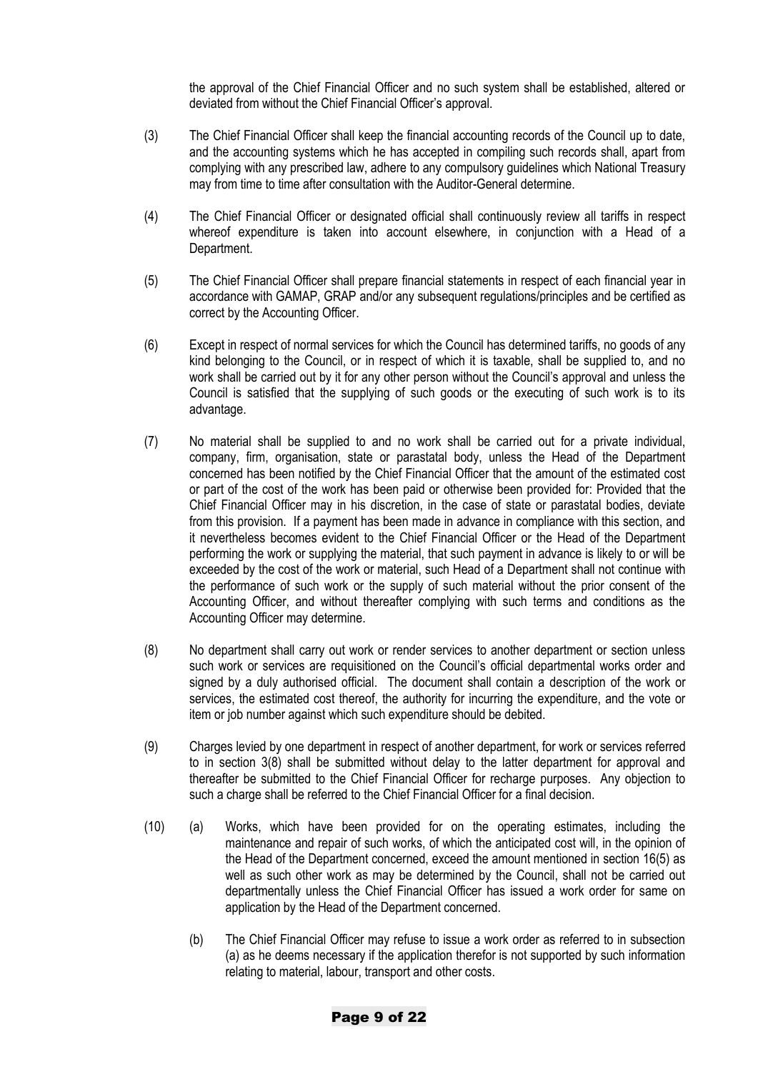the approval of the Chief Financial Officer and no such system shall be established, altered or deviated from without the Chief Financial Officer's approval.

(3) The Chief Financial Officer shall keep the financial accounting records of the Council up to date, and the accounting systems which he has accepted in compiling such records shall, apart from complying with any prescribed law, adhere to any compulsory guidelines which National Treasury may from time to time after consultation with the Auditor-General determine.

(4) The Chief Financial Officer or designated official shall continuously review all tariffs in respect whereof expenditure is taken into account elsewhere, in conjunction with a Head of a Department.

(5) The Chief Financial Officer shall prepare financial statements in respect of each financial year in accordance with GAMAP, GRAP and/or any subsequent regulations/principles and be certified as correct by the Accounting Officer.

(6) Except in respect of normal services for which the Council has determined tariffs, no goods of any kind belonging to the Council, or in respect of which it is taxable, shall be supplied to, and no work shall be carried out by it for any other person without the Council's approval and unless the Council is satisfied that the supplying of such goods or the executing of such work is to its advantage.

(7) No material shall be supplied to and no work shall be carried out for a private individual, company, firm, organisation, state or parastatal body, unless the Head of the Department concerned has been notified by the Chief Financial Officer that the amount of the estimated cost or part of the cost of the work has been paid or otherwise been provided for: Provided that the Chief Financial Officer may in his discretion, in the case of state or parastatal bodies, deviate from this provision. If a payment has been made in advance in compliance with this section, and it nevertheless becomes evident to the Chief Financial Officer or the Head of the Department performing the work or supplying the material, that such payment in advance is likely to or will be exceeded by the cost of the work or material, such Head of a Department shall not continue with the performance of such work or the supply of such material without the prior consent of the Accounting Officer, and without thereafter complying with such terms and conditions as the Accounting Officer may determine.

(8) No department shall carry out work or render services to another department or section unless such work or services are requisitioned on the Council's official departmental works order and signed by a duly authorised official. The document shall contain a description of the work or services, the estimated cost thereof, the authority for incurring the expenditure, and the vote or item or job number against which such expenditure should be debited.

(9) Charges levied by one department in respect of another department, for work or services referred to in section 3(8) shall be submitted without delay to the latter department for approval and thereafter be submitted to the Chief Financial Officer for recharge purposes. Any objection to such a charge shall be referred to the Chief Financial Officer for a final decision.

(10) (a) Works, which have been provided for on the operating estimates, including the maintenance and repair of such works, of which the anticipated cost will, in the opinion of the Head of the Department concerned, exceed the amount mentioned in section 16(5) as well as such other work as may be determined by the Council, shall not be carried out departmentally unless the Chief Financial Officer has issued a work order for same on application by the Head of the Department concerned.

(b) The Chief Financial Officer may refuse to issue a work order as referred to in subsection (a) as he deems necessary if the application therefor is not supported by such information relating to material, labour, transport and other costs.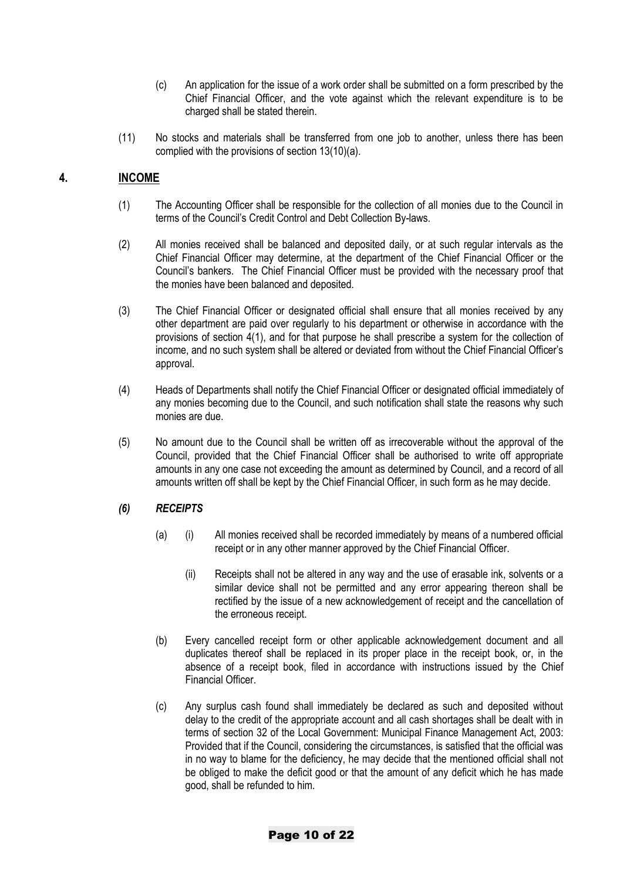(c) An application for the issue of a work order shall be submitted on a form prescribed by the Chief Financial Officer, and the vote against which the relevant expenditure is to be charged shall be stated therein.

(11) No stocks and materials shall be transferred from one job to another, unless there has been complied with the provisions of section 13(10)(a).

## 4. INCOME

(1) The Accounting Officer shall be responsible for the collection of all monies due to the Council in terms of the Council's Credit Control and Debt Collection By-laws.

(2) All monies received shall be balanced and deposited daily, or at such regular intervals as the Chief Financial Officer may determine, at the department of the Chief Financial Officer or the Council's bankers. The Chief Financial Officer must be provided with the necessary proof that the monies have been balanced and deposited.

(3) The Chief Financial Officer or designated official shall ensure that all monies received by any other department are paid over regularly to his department or otherwise in accordance with the provisions of section 4(1), and for that purpose he shall prescribe a system for the collection of income, and no such system shall be altered or deviated from without the Chief Financial Officer's approval.

(4) Heads of Departments shall notify the Chief Financial Officer or designated official immediately of any monies becoming due to the Council, and such notification shall state the reasons why such monies are due.

(5) No amount due to the Council shall be written off as irrecoverable without the approval of the Council, provided that the Chief Financial Officer shall be authorised to write off appropriate amounts in any one case not exceeding the amount as determined by Council, and a record of all amounts written off shall be kept by the Chief Financial Officer, in such form as he may decide.

### *(6) RECEIPTS*

(a) (i) All monies received shall be recorded immediately by means of a numbered official receipt or in any other manner approved by the Chief Financial Officer.

(ii) Receipts shall not be altered in any way and the use of erasable ink, solvents or a similar device shall not be permitted and any error appearing thereon shall be rectified by the issue of a new acknowledgement of receipt and the cancellation of the erroneous receipt.

(b) Every cancelled receipt form or other applicable acknowledgement document and all duplicates thereof shall be replaced in its proper place in the receipt book, or, in the absence of a receipt book, filed in accordance with instructions issued by the Chief Financial Officer.

(c) Any surplus cash found shall immediately be declared as such and deposited without delay to the credit of the appropriate account and all cash shortages shall be dealt with in terms of section 32 of the Local Government: Municipal Finance Management Act, 2003: Provided that if the Council, considering the circumstances, is satisfied that the official was in no way to blame for the deficiency, he may decide that the mentioned official shall not be obliged to make the deficit good or that the amount of any deficit which he has made good, shall be refunded to him.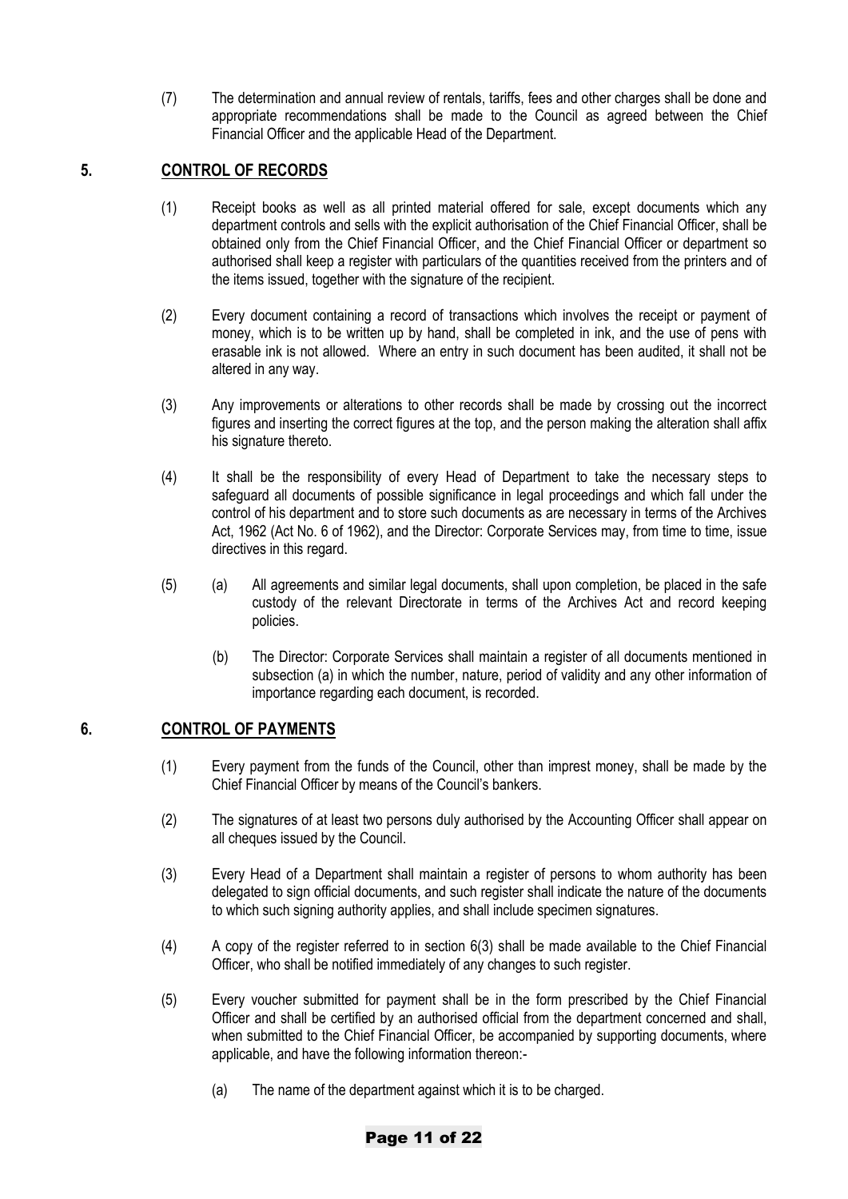(7) The determination and annual review of rentals, tariffs, fees and other charges shall be done and appropriate recommendations shall be made to the Council as agreed between the Chief Financial Officer and the applicable Head of the Department.

## 5. CONTROL OF RECORDS

(1) Receipt books as well as all printed material offered for sale, except documents which any department controls and sells with the explicit authorisation of the Chief Financial Officer, shall be obtained only from the Chief Financial Officer, and the Chief Financial Officer or department so authorised shall keep a register with particulars of the quantities received from the printers and of the items issued, together with the signature of the recipient.

(2) Every document containing a record of transactions which involves the receipt or payment of money, which is to be written up by hand, shall be completed in ink, and the use of pens with erasable ink is not allowed. Where an entry in such document has been audited, it shall not be altered in any way.

(3) Any improvements or alterations to other records shall be made by crossing out the incorrect figures and inserting the correct figures at the top, and the person making the alteration shall affix his signature thereto.

(4) It shall be the responsibility of every Head of Department to take the necessary steps to safeguard all documents of possible significance in legal proceedings and which fall under the control of his department and to store such documents as are necessary in terms of the Archives Act, 1962 (Act No. 6 of 1962), and the Director: Corporate Services may, from time to time, issue directives in this regard.

(5) (a) All agreements and similar legal documents, shall upon completion, be placed in the safe custody of the relevant Directorate in terms of the Archives Act and record keeping policies.

(b) The Director: Corporate Services shall maintain a register of all documents mentioned in subsection (a) in which the number, nature, period of validity and any other information of importance regarding each document, is recorded.

## 6. CONTROL OF PAYMENTS

(1) Every payment from the funds of the Council, other than imprest money, shall be made by the Chief Financial Officer by means of the Council's bankers.

(2) The signatures of at least two persons duly authorised by the Accounting Officer shall appear on all cheques issued by the Council.

(3) Every Head of a Department shall maintain a register of persons to whom authority has been delegated to sign official documents, and such register shall indicate the nature of the documents to which such signing authority applies, and shall include specimen signatures.

(4) A copy of the register referred to in section 6(3) shall be made available to the Chief Financial Officer, who shall be notified immediately of any changes to such register.

(5) Every voucher submitted for payment shall be in the form prescribed by the Chief Financial Officer and shall be certified by an authorised official from the department concerned and shall, when submitted to the Chief Financial Officer, be accompanied by supporting documents, where applicable, and have the following information thereon:-

(a) The name of the department against which it is to be charged.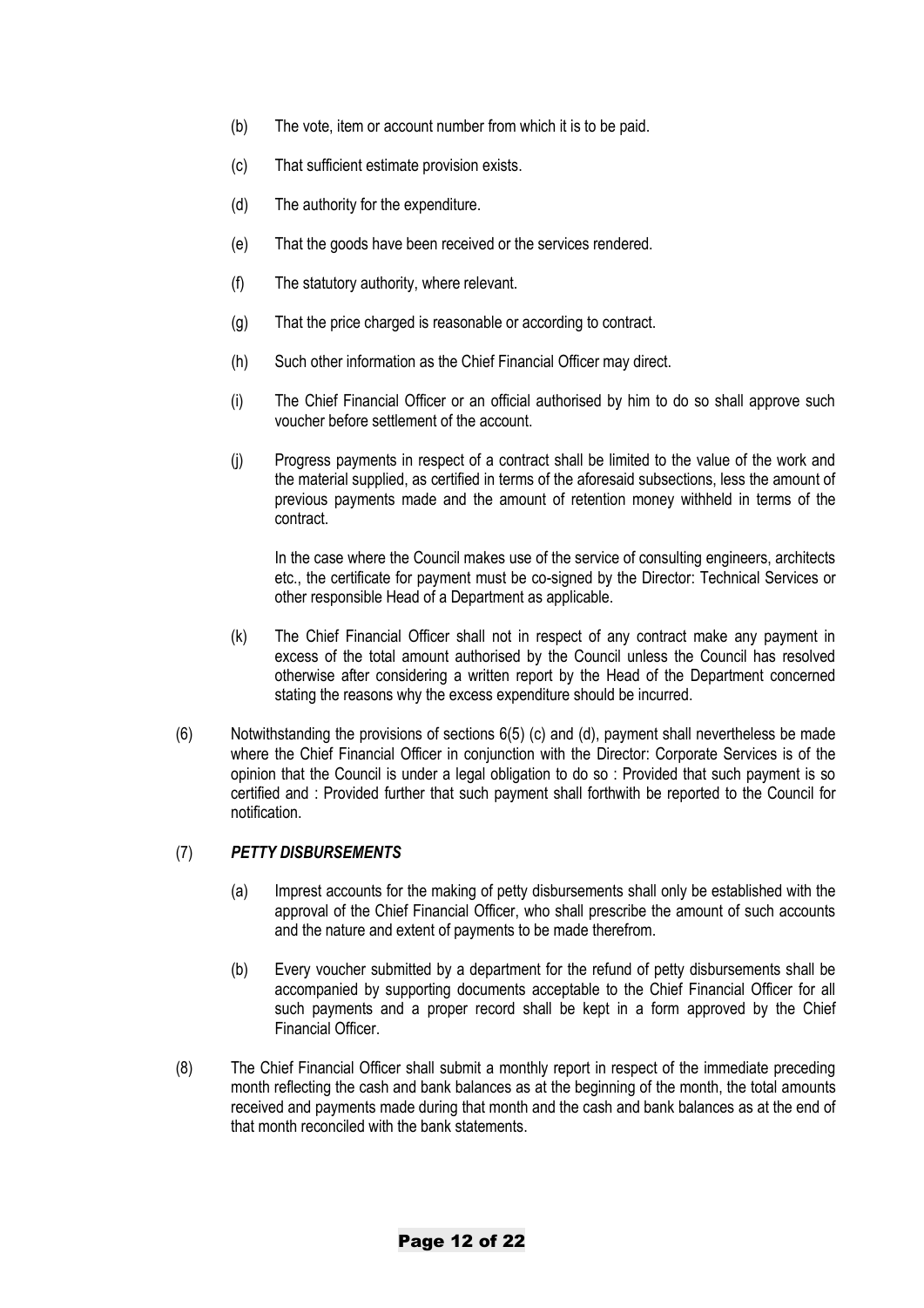(b) The vote, item or account number from which it is to be paid.

(c) That sufficient estimate provision exists.

(d) The authority for the expenditure.

(e) That the goods have been received or the services rendered.

(f) The statutory authority, where relevant.

(g) That the price charged is reasonable or according to contract.

(h) Such other information as the Chief Financial Officer may direct.

(i) The Chief Financial Officer or an official authorised by him to do so shall approve such voucher before settlement of the account.

(j) Progress payments in respect of a contract shall be limited to the value of the work and the material supplied, as certified in terms of the aforesaid subsections, less the amount of previous payments made and the amount of retention money withheld in terms of the contract.

In the case where the Council makes use of the service of consulting engineers, architects etc., the certificate for payment must be co-signed by the Director: Technical Services or other responsible Head of a Department as applicable.

(k) The Chief Financial Officer shall not in respect of any contract make any payment in excess of the total amount authorised by the Council unless the Council has resolved otherwise after considering a written report by the Head of the Department concerned stating the reasons why the excess expenditure should be incurred.

(6) Notwithstanding the provisions of sections 6(5) (c) and (d), payment shall nevertheless be made where the Chief Financial Officer in conjunction with the Director: Corporate Services is of the opinion that the Council is under a legal obligation to do so : Provided that such payment is so certified and : Provided further that such payment shall forthwith be reported to the Council for notification.

(7) ***PETTY DISBURSEMENTS***

(a) Imprest accounts for the making of petty disbursements shall only be established with the approval of the Chief Financial Officer, who shall prescribe the amount of such accounts and the nature and extent of payments to be made therefrom.

(b) Every voucher submitted by a department for the refund of petty disbursements shall be accompanied by supporting documents acceptable to the Chief Financial Officer for all such payments and a proper record shall be kept in a form approved by the Chief Financial Officer.

(8) The Chief Financial Officer shall submit a monthly report in respect of the immediate preceding month reflecting the cash and bank balances as at the beginning of the month, the total amounts received and payments made during that month and the cash and bank balances as at the end of that month reconciled with the bank statements.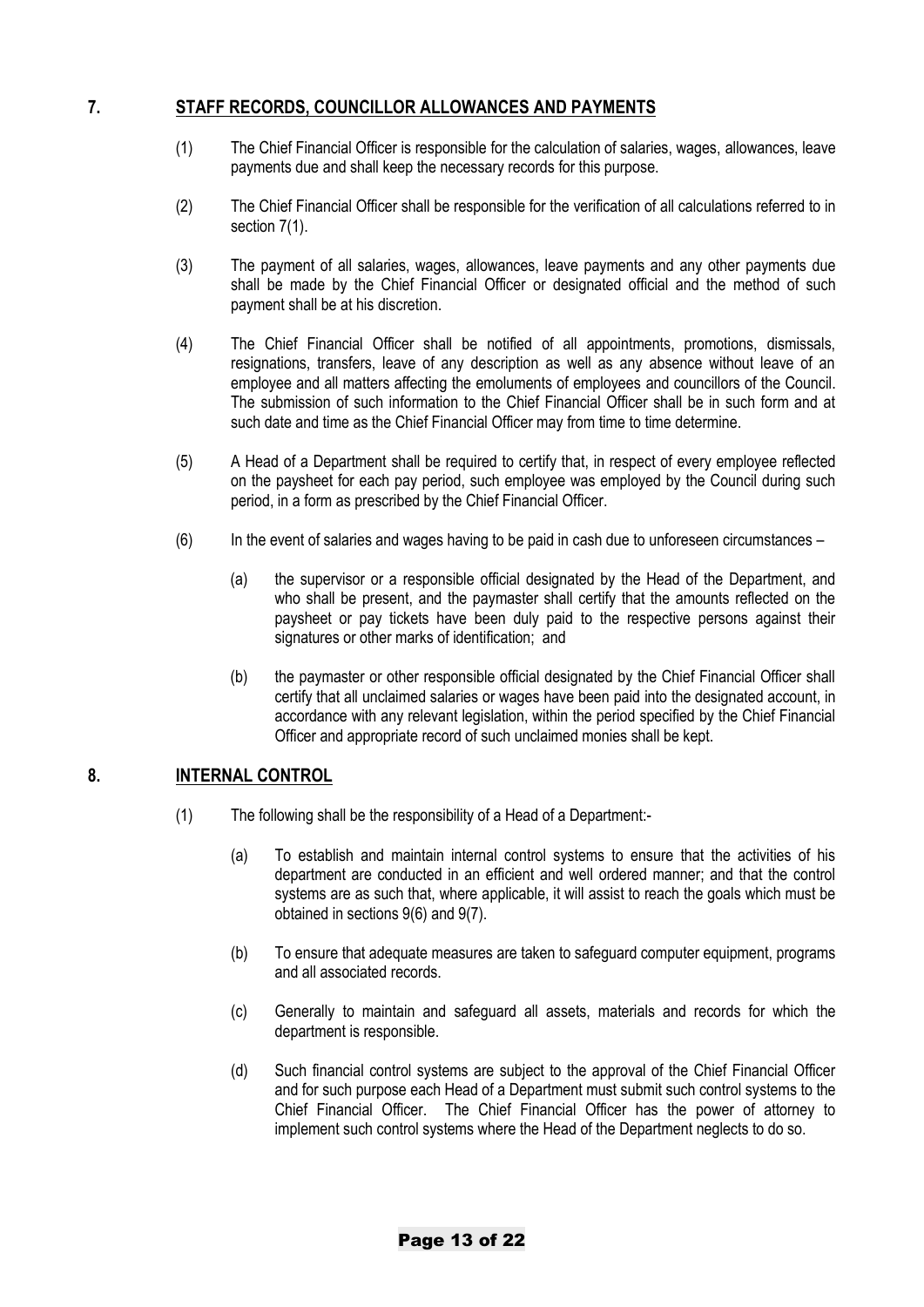## 7. STAFF RECORDS, COUNCILLOR ALLOWANCES AND PAYMENTS

(1) The Chief Financial Officer is responsible for the calculation of salaries, wages, allowances, leave payments due and shall keep the necessary records for this purpose.

(2) The Chief Financial Officer shall be responsible for the verification of all calculations referred to in section 7(1).

(3) The payment of all salaries, wages, allowances, leave payments and any other payments due shall be made by the Chief Financial Officer or designated official and the method of such payment shall be at his discretion.

(4) The Chief Financial Officer shall be notified of all appointments, promotions, dismissals, resignations, transfers, leave of any description as well as any absence without leave of an employee and all matters affecting the emoluments of employees and councillors of the Council. The submission of such information to the Chief Financial Officer shall be in such form and at such date and time as the Chief Financial Officer may from time to time determine.

(5) A Head of a Department shall be required to certify that, in respect of every employee reflected on the paysheet for each pay period, such employee was employed by the Council during such period, in a form as prescribed by the Chief Financial Officer.

(6) In the event of salaries and wages having to be paid in cash due to unforeseen circumstances –

(a) the supervisor or a responsible official designated by the Head of the Department, and who shall be present, and the paymaster shall certify that the amounts reflected on the paysheet or pay tickets have been duly paid to the respective persons against their signatures or other marks of identification; and

(b) the paymaster or other responsible official designated by the Chief Financial Officer shall certify that all unclaimed salaries or wages have been paid into the designated account, in accordance with any relevant legislation, within the period specified by the Chief Financial Officer and appropriate record of such unclaimed monies shall be kept.

## 8. INTERNAL CONTROL

(1) The following shall be the responsibility of a Head of a Department:-

(a) To establish and maintain internal control systems to ensure that the activities of his department are conducted in an efficient and well ordered manner; and that the control systems are as such that, where applicable, it will assist to reach the goals which must be obtained in sections 9(6) and 9(7).

(b) To ensure that adequate measures are taken to safeguard computer equipment, programs and all associated records.

(c) Generally to maintain and safeguard all assets, materials and records for which the department is responsible.

(d) Such financial control systems are subject to the approval of the Chief Financial Officer and for such purpose each Head of a Department must submit such control systems to the Chief Financial Officer. The Chief Financial Officer has the power of attorney to implement such control systems where the Head of the Department neglects to do so.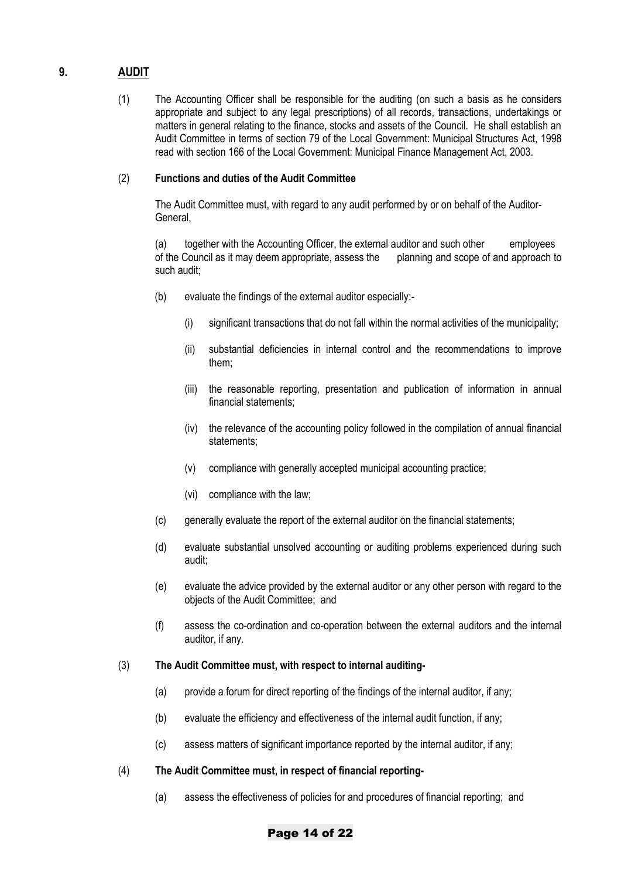## 9. AUDIT

(1) The Accounting Officer shall be responsible for the auditing (on such a basis as he considers appropriate and subject to any legal prescriptions) of all records, transactions, undertakings or matters in general relating to the finance, stocks and assets of the Council. He shall establish an Audit Committee in terms of section 79 of the Local Government: Municipal Structures Act, 1998 read with section 166 of the Local Government: Municipal Finance Management Act, 2003.

(2) **Functions and duties of the Audit Committee**

The Audit Committee must, with regard to any audit performed by or on behalf of the Auditor-General,

(a) together with the Accounting Officer, the external auditor and such other employees of the Council as it may deem appropriate, assess the planning and scope of and approach to such audit;

(b) evaluate the findings of the external auditor especially:-

(i) significant transactions that do not fall within the normal activities of the municipality;

(ii) substantial deficiencies in internal control and the recommendations to improve them;

(iii) the reasonable reporting, presentation and publication of information in annual financial statements;

(iv) the relevance of the accounting policy followed in the compilation of annual financial statements;

(v) compliance with generally accepted municipal accounting practice;

(vi) compliance with the law;

(c) generally evaluate the report of the external auditor on the financial statements;

(d) evaluate substantial unsolved accounting or auditing problems experienced during such audit;

(e) evaluate the advice provided by the external auditor or any other person with regard to the objects of the Audit Committee; and

(f) assess the co-ordination and co-operation between the external auditors and the internal auditor, if any.

(3) **The Audit Committee must, with respect to internal auditing-**

(a) provide a forum for direct reporting of the findings of the internal auditor, if any;

(b) evaluate the efficiency and effectiveness of the internal audit function, if any;

(c) assess matters of significant importance reported by the internal auditor, if any;

(4) **The Audit Committee must, in respect of financial reporting-**

(a) assess the effectiveness of policies for and procedures of financial reporting; and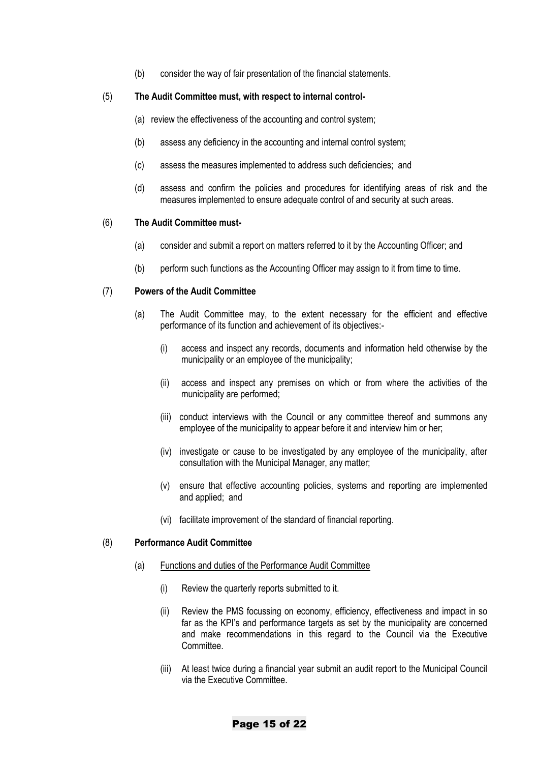(b) consider the way of fair presentation of the financial statements.

(5) **The Audit Committee must, with respect to internal control-**

(a) review the effectiveness of the accounting and control system;

(b) assess any deficiency in the accounting and internal control system;

(c) assess the measures implemented to address such deficiencies; and

(d) assess and confirm the policies and procedures for identifying areas of risk and the measures implemented to ensure adequate control of and security at such areas.

(6) **The Audit Committee must-**

(a) consider and submit a report on matters referred to it by the Accounting Officer; and

(b) perform such functions as the Accounting Officer may assign to it from time to time.

(7) **Powers of the Audit Committee**

(a) The Audit Committee may, to the extent necessary for the efficient and effective performance of its function and achievement of its objectives:-

(i) access and inspect any records, documents and information held otherwise by the municipality or an employee of the municipality;

(ii) access and inspect any premises on which or from where the activities of the municipality are performed;

(iii) conduct interviews with the Council or any committee thereof and summons any employee of the municipality to appear before it and interview him or her;

(iv) investigate or cause to be investigated by any employee of the municipality, after consultation with the Municipal Manager, any matter;

(v) ensure that effective accounting policies, systems and reporting are implemented and applied; and

(vi) facilitate improvement of the standard of financial reporting.

(8) **Performance Audit Committee**

(a) Functions and duties of the Performance Audit Committee

(i) Review the quarterly reports submitted to it.

(ii) Review the PMS focussing on economy, efficiency, effectiveness and impact in so far as the KPI's and performance targets as set by the municipality are concerned and make recommendations in this regard to the Council via the Executive Committee.

(iii) At least twice during a financial year submit an audit report to the Municipal Council via the Executive Committee.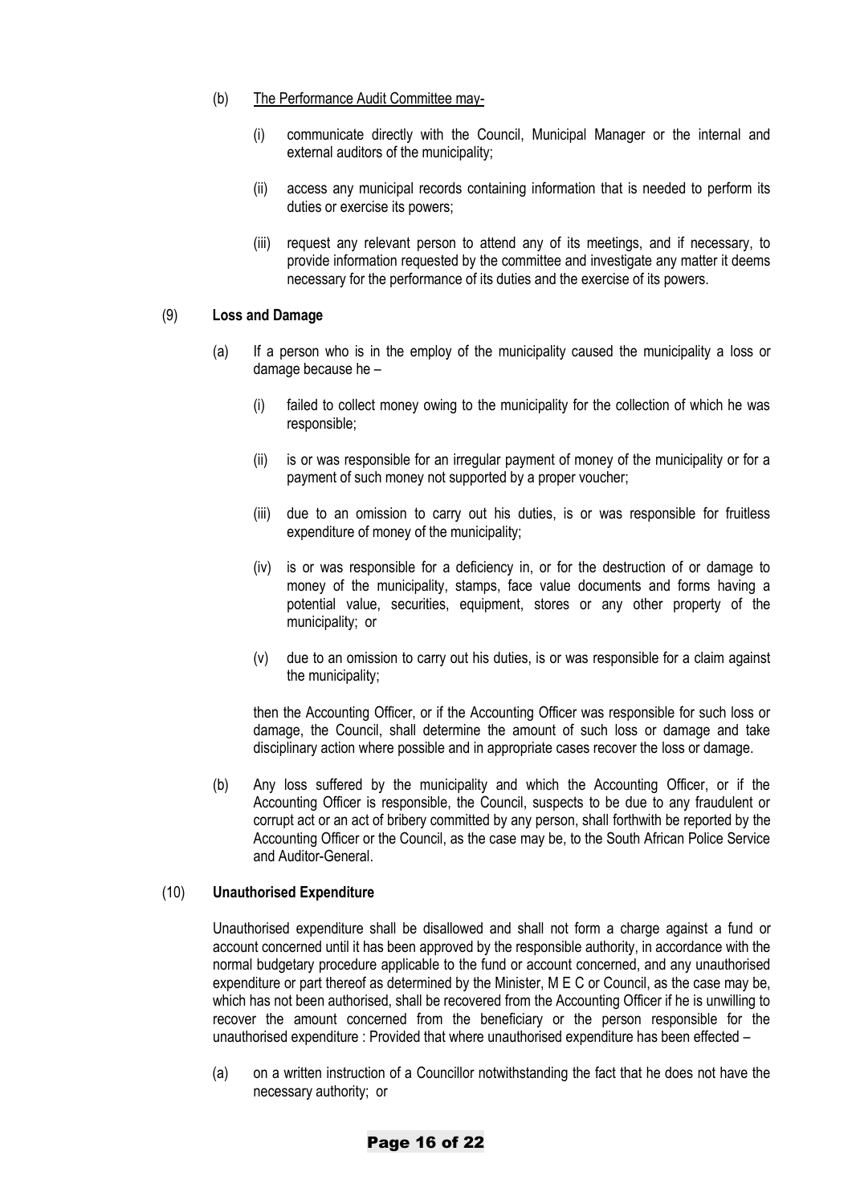(b) <u>The Performance Audit Committee may-</u>

(i) communicate directly with the Council, Municipal Manager or the internal and external auditors of the municipality;

(ii) access any municipal records containing information that is needed to perform its duties or exercise its powers;

(iii) request any relevant person to attend any of its meetings, and if necessary, to provide information requested by the committee and investigate any matter it deems necessary for the performance of its duties and the exercise of its powers.

(9) **Loss and Damage**

(a) If a person who is in the employ of the municipality caused the municipality a loss or damage because he –

(i) failed to collect money owing to the municipality for the collection of which he was responsible;

(ii) is or was responsible for an irregular payment of money of the municipality or for a payment of such money not supported by a proper voucher;

(iii) due to an omission to carry out his duties, is or was responsible for fruitless expenditure of money of the municipality;

(iv) is or was responsible for a deficiency in, or for the destruction of or damage to money of the municipality, stamps, face value documents and forms having a potential value, securities, equipment, stores or any other property of the municipality; or

(v) due to an omission to carry out his duties, is or was responsible for a claim against the municipality;

then the Accounting Officer, or if the Accounting Officer was responsible for such loss or damage, the Council, shall determine the amount of such loss or damage and take disciplinary action where possible and in appropriate cases recover the loss or damage.

(b) Any loss suffered by the municipality and which the Accounting Officer, or if the Accounting Officer is responsible, the Council, suspects to be due to any fraudulent or corrupt act or an act of bribery committed by any person, shall forthwith be reported by the Accounting Officer or the Council, as the case may be, to the South African Police Service and Auditor-General.

(10) **Unauthorised Expenditure**

Unauthorised expenditure shall be disallowed and shall not form a charge against a fund or account concerned until it has been approved by the responsible authority, in accordance with the normal budgetary procedure applicable to the fund or account concerned, and any unauthorised expenditure or part thereof as determined by the Minister, M E C or Council, as the case may be, which has not been authorised, shall be recovered from the Accounting Officer if he is unwilling to recover the amount concerned from the beneficiary or the person responsible for the unauthorised expenditure : Provided that where unauthorised expenditure has been effected –

(a) on a written instruction of a Councillor notwithstanding the fact that he does not have the necessary authority; or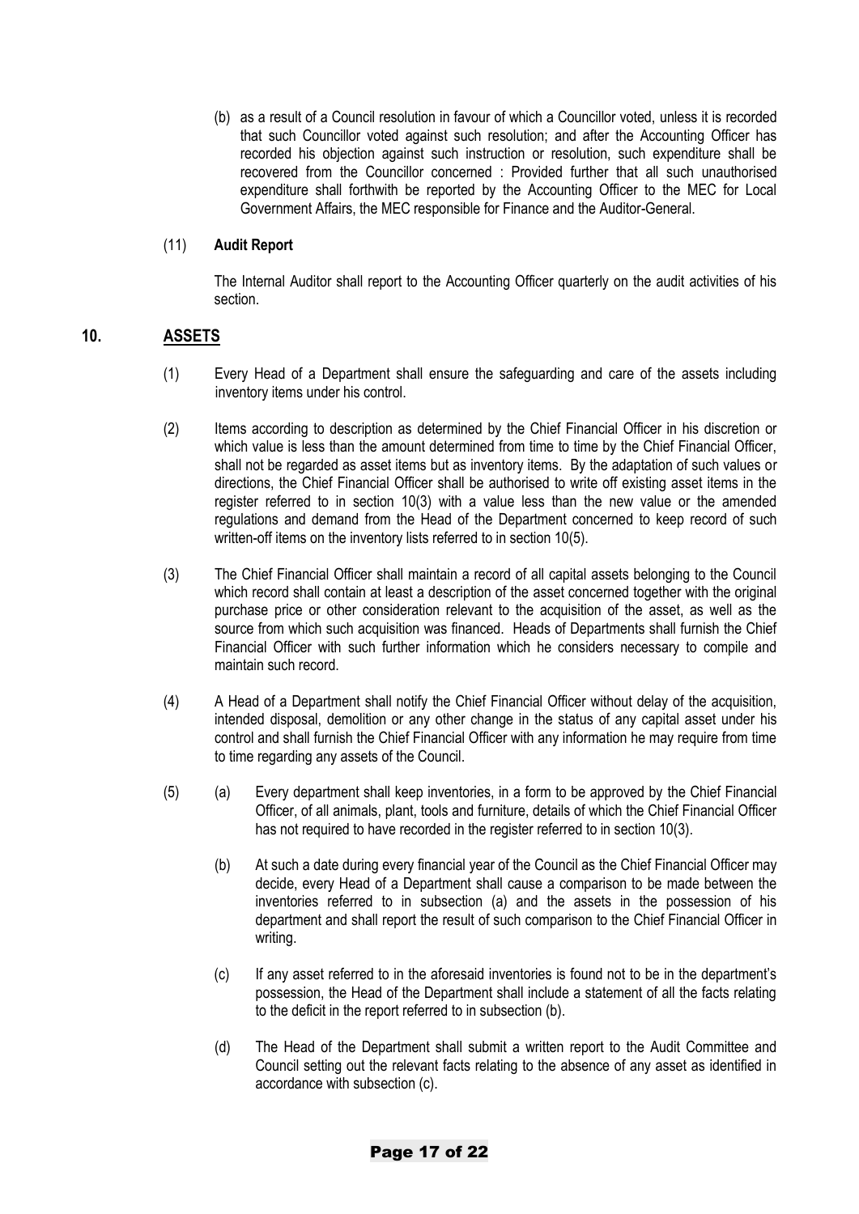(b) as a result of a Council resolution in favour of which a Councillor voted, unless it is recorded that such Councillor voted against such resolution; and after the Accounting Officer has recorded his objection against such instruction or resolution, such expenditure shall be recovered from the Councillor concerned : Provided further that all such unauthorised expenditure shall forthwith be reported by the Accounting Officer to the MEC for Local Government Affairs, the MEC responsible for Finance and the Auditor-General.

(11) **Audit Report**

The Internal Auditor shall report to the Accounting Officer quarterly on the audit activities of his section.

## 10. ASSETS

(1) Every Head of a Department shall ensure the safeguarding and care of the assets including inventory items under his control.

(2) Items according to description as determined by the Chief Financial Officer in his discretion or which value is less than the amount determined from time to time by the Chief Financial Officer, shall not be regarded as asset items but as inventory items. By the adaptation of such values or directions, the Chief Financial Officer shall be authorised to write off existing asset items in the register referred to in section 10(3) with a value less than the new value or the amended regulations and demand from the Head of the Department concerned to keep record of such written-off items on the inventory lists referred to in section 10(5).

(3) The Chief Financial Officer shall maintain a record of all capital assets belonging to the Council which record shall contain at least a description of the asset concerned together with the original purchase price or other consideration relevant to the acquisition of the asset, as well as the source from which such acquisition was financed. Heads of Departments shall furnish the Chief Financial Officer with such further information which he considers necessary to compile and maintain such record.

(4) A Head of a Department shall notify the Chief Financial Officer without delay of the acquisition, intended disposal, demolition or any other change in the status of any capital asset under his control and shall furnish the Chief Financial Officer with any information he may require from time to time regarding any assets of the Council.

(5) (a) Every department shall keep inventories, in a form to be approved by the Chief Financial Officer, of all animals, plant, tools and furniture, details of which the Chief Financial Officer has not required to have recorded in the register referred to in section 10(3).

(b) At such a date during every financial year of the Council as the Chief Financial Officer may decide, every Head of a Department shall cause a comparison to be made between the inventories referred to in subsection (a) and the assets in the possession of his department and shall report the result of such comparison to the Chief Financial Officer in writing.

(c) If any asset referred to in the aforesaid inventories is found not to be in the department's possession, the Head of the Department shall include a statement of all the facts relating to the deficit in the report referred to in subsection (b).

(d) The Head of the Department shall submit a written report to the Audit Committee and Council setting out the relevant facts relating to the absence of any asset as identified in accordance with subsection (c).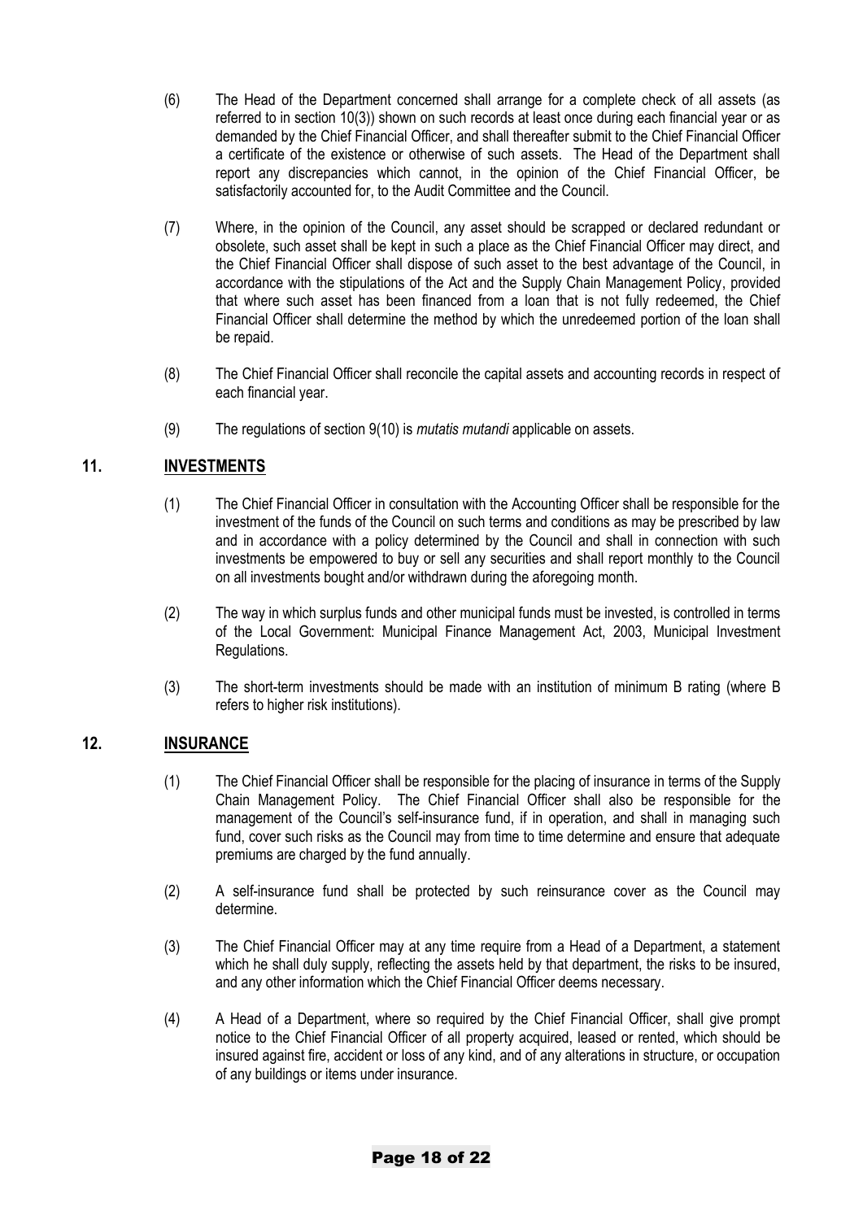(6) The Head of the Department concerned shall arrange for a complete check of all assets (as referred to in section 10(3)) shown on such records at least once during each financial year or as demanded by the Chief Financial Officer, and shall thereafter submit to the Chief Financial Officer a certificate of the existence or otherwise of such assets. The Head of the Department shall report any discrepancies which cannot, in the opinion of the Chief Financial Officer, be satisfactorily accounted for, to the Audit Committee and the Council.

(7) Where, in the opinion of the Council, any asset should be scrapped or declared redundant or obsolete, such asset shall be kept in such a place as the Chief Financial Officer may direct, and the Chief Financial Officer shall dispose of such asset to the best advantage of the Council, in accordance with the stipulations of the Act and the Supply Chain Management Policy, provided that where such asset has been financed from a loan that is not fully redeemed, the Chief Financial Officer shall determine the method by which the unredeemed portion of the loan shall be repaid.

(8) The Chief Financial Officer shall reconcile the capital assets and accounting records in respect of each financial year.

(9) The regulations of section 9(10) is *mutatis mutandi* applicable on assets.

## 11. INVESTMENTS

(1) The Chief Financial Officer in consultation with the Accounting Officer shall be responsible for the investment of the funds of the Council on such terms and conditions as may be prescribed by law and in accordance with a policy determined by the Council and shall in connection with such investments be empowered to buy or sell any securities and shall report monthly to the Council on all investments bought and/or withdrawn during the aforegoing month.

(2) The way in which surplus funds and other municipal funds must be invested, is controlled in terms of the Local Government: Municipal Finance Management Act, 2003, Municipal Investment Regulations.

(3) The short-term investments should be made with an institution of minimum B rating (where B refers to higher risk institutions).

## 12. INSURANCE

(1) The Chief Financial Officer shall be responsible for the placing of insurance in terms of the Supply Chain Management Policy. The Chief Financial Officer shall also be responsible for the management of the Council's self-insurance fund, if in operation, and shall in managing such fund, cover such risks as the Council may from time to time determine and ensure that adequate premiums are charged by the fund annually.

(2) A self-insurance fund shall be protected by such reinsurance cover as the Council may determine.

(3) The Chief Financial Officer may at any time require from a Head of a Department, a statement which he shall duly supply, reflecting the assets held by that department, the risks to be insured, and any other information which the Chief Financial Officer deems necessary.

(4) A Head of a Department, where so required by the Chief Financial Officer, shall give prompt notice to the Chief Financial Officer of all property acquired, leased or rented, which should be insured against fire, accident or loss of any kind, and of any alterations in structure, or occupation of any buildings or items under insurance.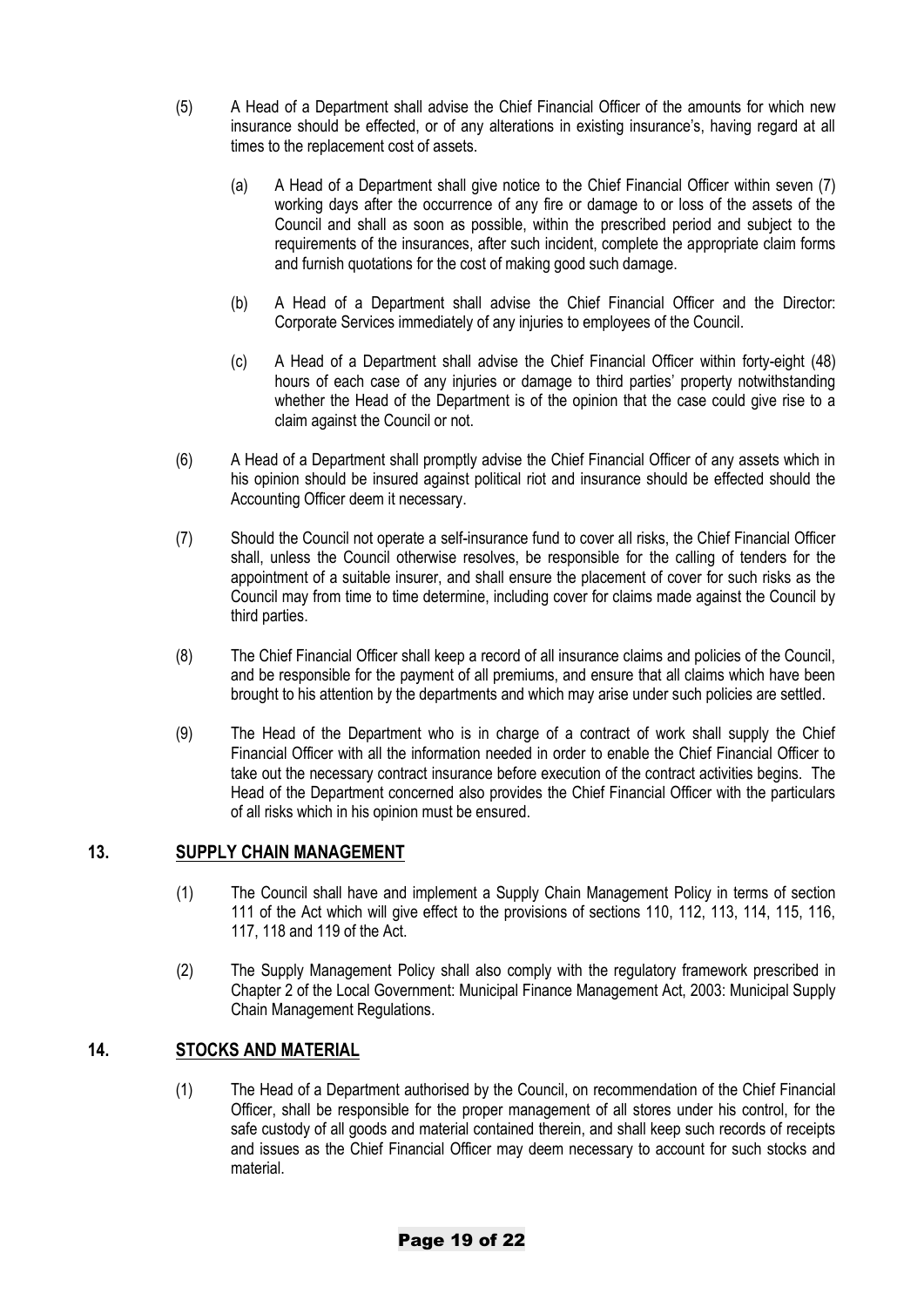(5) A Head of a Department shall advise the Chief Financial Officer of the amounts for which new insurance should be effected, or of any alterations in existing insurance's, having regard at all times to the replacement cost of assets.

   (a) A Head of a Department shall give notice to the Chief Financial Officer within seven (7) working days after the occurrence of any fire or damage to or loss of the assets of the Council and shall as soon as possible, within the prescribed period and subject to the requirements of the insurances, after such incident, complete the appropriate claim forms and furnish quotations for the cost of making good such damage.

   (b) A Head of a Department shall advise the Chief Financial Officer and the Director: Corporate Services immediately of any injuries to employees of the Council.

   (c) A Head of a Department shall advise the Chief Financial Officer within forty-eight (48) hours of each case of any injuries or damage to third parties' property notwithstanding whether the Head of the Department is of the opinion that the case could give rise to a claim against the Council or not.

(6) A Head of a Department shall promptly advise the Chief Financial Officer of any assets which in his opinion should be insured against political riot and insurance should be effected should the Accounting Officer deem it necessary.

(7) Should the Council not operate a self-insurance fund to cover all risks, the Chief Financial Officer shall, unless the Council otherwise resolves, be responsible for the calling of tenders for the appointment of a suitable insurer, and shall ensure the placement of cover for such risks as the Council may from time to time determine, including cover for claims made against the Council by third parties.

(8) The Chief Financial Officer shall keep a record of all insurance claims and policies of the Council, and be responsible for the payment of all premiums, and ensure that all claims which have been brought to his attention by the departments and which may arise under such policies are settled.

(9) The Head of the Department who is in charge of a contract of work shall supply the Chief Financial Officer with all the information needed in order to enable the Chief Financial Officer to take out the necessary contract insurance before execution of the contract activities begins. The Head of the Department concerned also provides the Chief Financial Officer with the particulars of all risks which in his opinion must be ensured.

## 13. SUPPLY CHAIN MANAGEMENT

(1) The Council shall have and implement a Supply Chain Management Policy in terms of section 111 of the Act which will give effect to the provisions of sections 110, 112, 113, 114, 115, 116, 117, 118 and 119 of the Act.

(2) The Supply Management Policy shall also comply with the regulatory framework prescribed in Chapter 2 of the Local Government: Municipal Finance Management Act, 2003: Municipal Supply Chain Management Regulations.

## 14. STOCKS AND MATERIAL

(1) The Head of a Department authorised by the Council, on recommendation of the Chief Financial Officer, shall be responsible for the proper management of all stores under his control, for the safe custody of all goods and material contained therein, and shall keep such records of receipts and issues as the Chief Financial Officer may deem necessary to account for such stocks and material.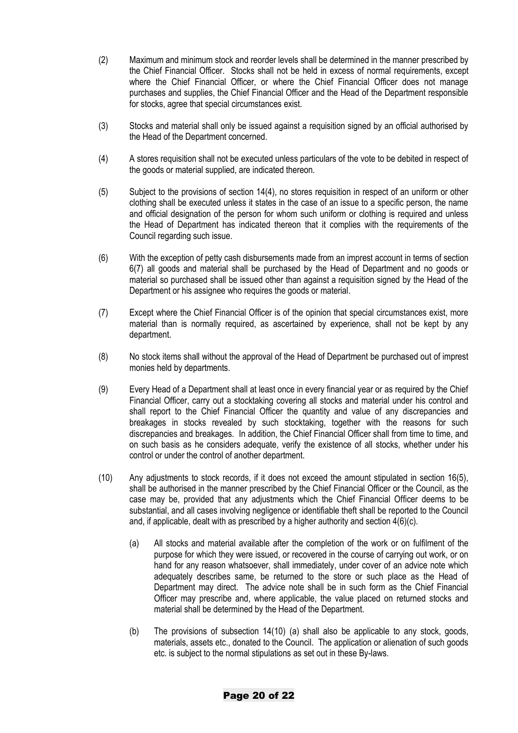(2) Maximum and minimum stock and reorder levels shall be determined in the manner prescribed by the Chief Financial Officer. Stocks shall not be held in excess of normal requirements, except where the Chief Financial Officer, or where the Chief Financial Officer does not manage purchases and supplies, the Chief Financial Officer and the Head of the Department responsible for stocks, agree that special circumstances exist.

(3) Stocks and material shall only be issued against a requisition signed by an official authorised by the Head of the Department concerned.

(4) A stores requisition shall not be executed unless particulars of the vote to be debited in respect of the goods or material supplied, are indicated thereon.

(5) Subject to the provisions of section 14(4), no stores requisition in respect of an uniform or other clothing shall be executed unless it states in the case of an issue to a specific person, the name and official designation of the person for whom such uniform or clothing is required and unless the Head of Department has indicated thereon that it complies with the requirements of the Council regarding such issue.

(6) With the exception of petty cash disbursements made from an imprest account in terms of section 6(7) all goods and material shall be purchased by the Head of Department and no goods or material so purchased shall be issued other than against a requisition signed by the Head of the Department or his assignee who requires the goods or material.

(7) Except where the Chief Financial Officer is of the opinion that special circumstances exist, more material than is normally required, as ascertained by experience, shall not be kept by any department.

(8) No stock items shall without the approval of the Head of Department be purchased out of imprest monies held by departments.

(9) Every Head of a Department shall at least once in every financial year or as required by the Chief Financial Officer, carry out a stocktaking covering all stocks and material under his control and shall report to the Chief Financial Officer the quantity and value of any discrepancies and breakages in stocks revealed by such stocktaking, together with the reasons for such discrepancies and breakages. In addition, the Chief Financial Officer shall from time to time, and on such basis as he considers adequate, verify the existence of all stocks, whether under his control or under the control of another department.

(10) Any adjustments to stock records, if it does not exceed the amount stipulated in section 16(5), shall be authorised in the manner prescribed by the Chief Financial Officer or the Council, as the case may be, provided that any adjustments which the Chief Financial Officer deems to be substantial, and all cases involving negligence or identifiable theft shall be reported to the Council and, if applicable, dealt with as prescribed by a higher authority and section 4(6)(c).

   (a) All stocks and material available after the completion of the work or on fulfilment of the purpose for which they were issued, or recovered in the course of carrying out work, or on hand for any reason whatsoever, shall immediately, under cover of an advice note which adequately describes same, be returned to the store or such place as the Head of Department may direct. The advice note shall be in such form as the Chief Financial Officer may prescribe and, where applicable, the value placed on returned stocks and material shall be determined by the Head of the Department.

   (b) The provisions of subsection 14(10) (a) shall also be applicable to any stock, goods, materials, assets etc., donated to the Council. The application or alienation of such goods etc. is subject to the normal stipulations as set out in these By-laws.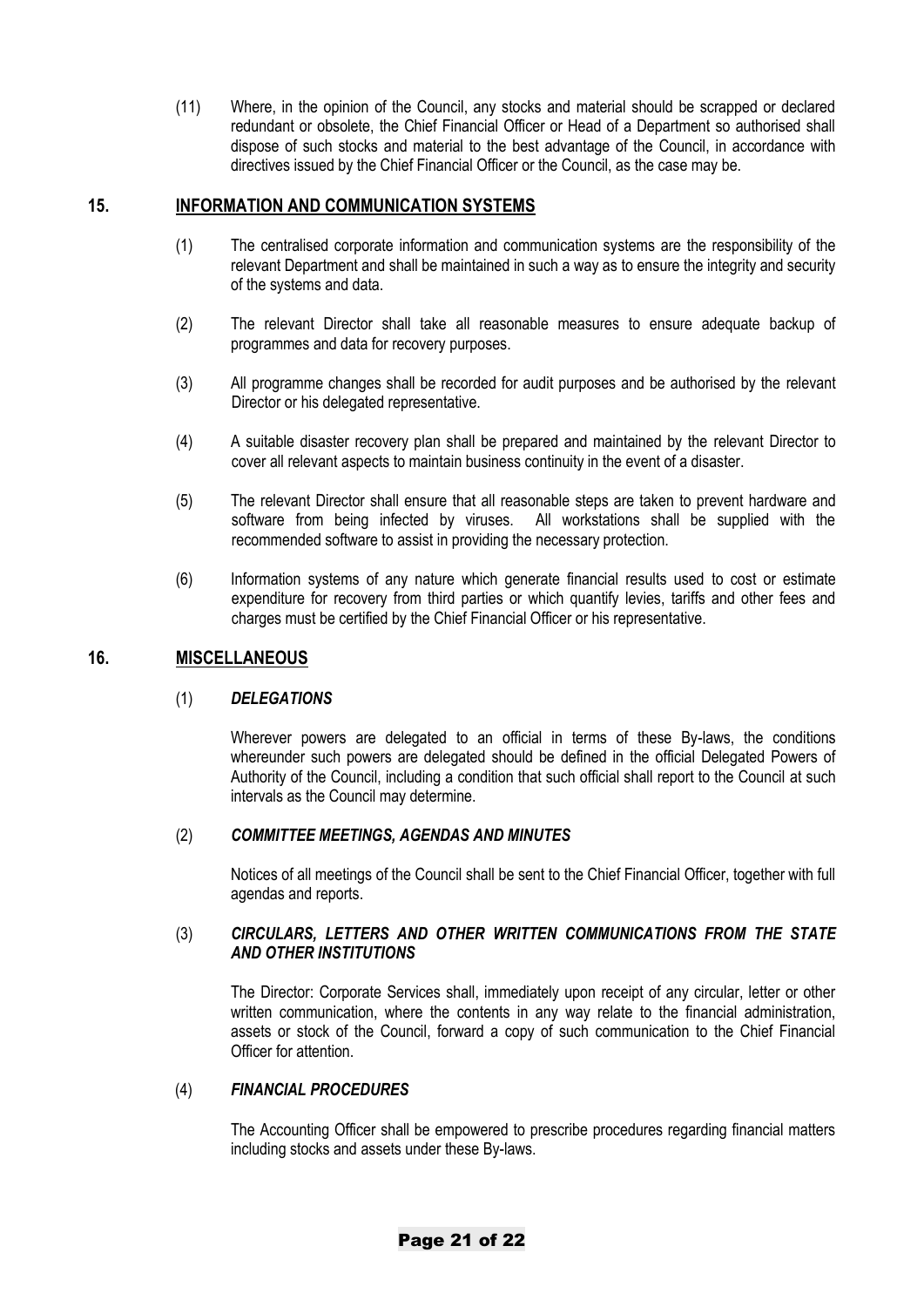(11) Where, in the opinion of the Council, any stocks and material should be scrapped or declared redundant or obsolete, the Chief Financial Officer or Head of a Department so authorised shall dispose of such stocks and material to the best advantage of the Council, in accordance with directives issued by the Chief Financial Officer or the Council, as the case may be.

## 15. INFORMATION AND COMMUNICATION SYSTEMS

(1) The centralised corporate information and communication systems are the responsibility of the relevant Department and shall be maintained in such a way as to ensure the integrity and security of the systems and data.

(2) The relevant Director shall take all reasonable measures to ensure adequate backup of programmes and data for recovery purposes.

(3) All programme changes shall be recorded for audit purposes and be authorised by the relevant Director or his delegated representative.

(4) A suitable disaster recovery plan shall be prepared and maintained by the relevant Director to cover all relevant aspects to maintain business continuity in the event of a disaster.

(5) The relevant Director shall ensure that all reasonable steps are taken to prevent hardware and software from being infected by viruses. All workstations shall be supplied with the recommended software to assist in providing the necessary protection.

(6) Information systems of any nature which generate financial results used to cost or estimate expenditure for recovery from third parties or which quantify levies, tariffs and other fees and charges must be certified by the Chief Financial Officer or his representative.

## 16. MISCELLANEOUS

(1) ***DELEGATIONS***

Wherever powers are delegated to an official in terms of these By-laws, the conditions whereunder such powers are delegated should be defined in the official Delegated Powers of Authority of the Council, including a condition that such official shall report to the Council at such intervals as the Council may determine.

(2) ***COMMITTEE MEETINGS, AGENDAS AND MINUTES***

Notices of all meetings of the Council shall be sent to the Chief Financial Officer, together with full agendas and reports.

(3) ***CIRCULARS, LETTERS AND OTHER WRITTEN COMMUNICATIONS FROM THE STATE AND OTHER INSTITUTIONS***

The Director: Corporate Services shall, immediately upon receipt of any circular, letter or other written communication, where the contents in any way relate to the financial administration, assets or stock of the Council, forward a copy of such communication to the Chief Financial Officer for attention.

(4) ***FINANCIAL PROCEDURES***

The Accounting Officer shall be empowered to prescribe procedures regarding financial matters including stocks and assets under these By-laws.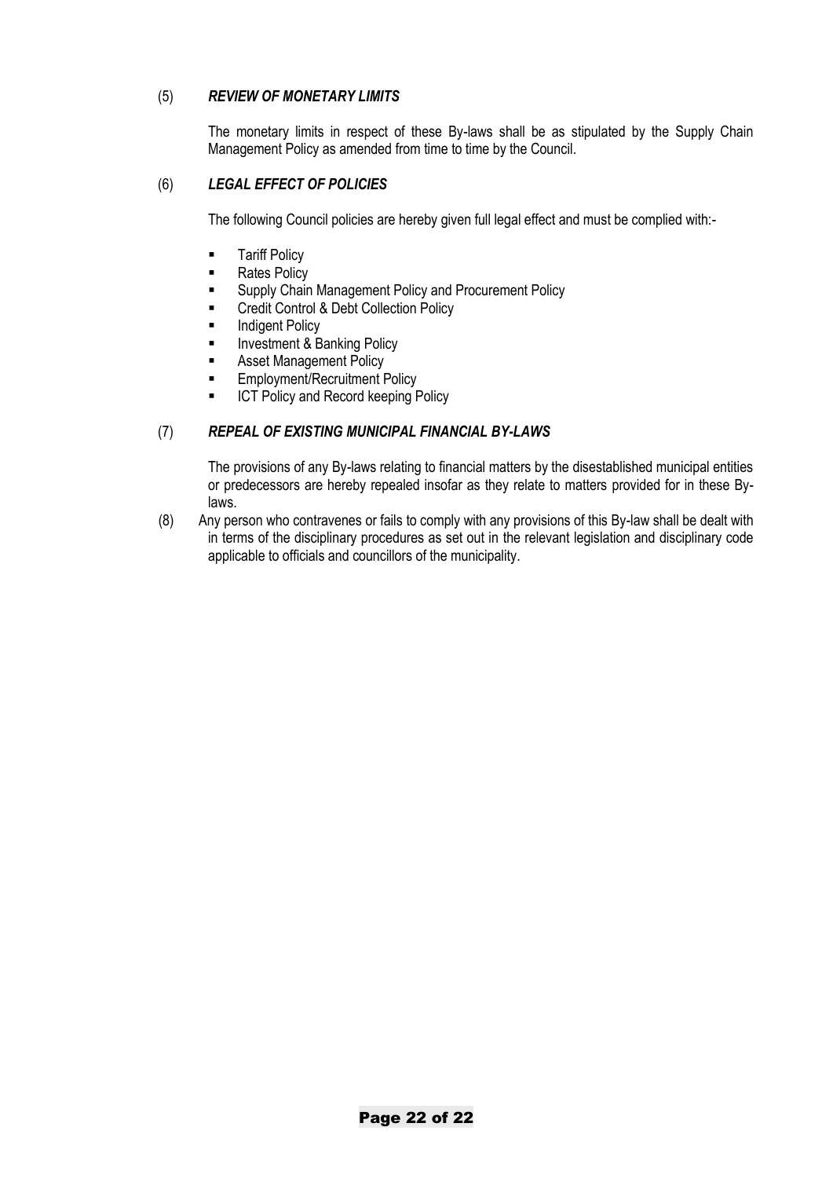(5) ***REVIEW OF MONETARY LIMITS***

The monetary limits in respect of these By-laws shall be as stipulated by the Supply Chain Management Policy as amended from time to time by the Council.

(6) ***LEGAL EFFECT OF POLICIES***

The following Council policies are hereby given full legal effect and must be complied with:-

- Tariff Policy
- Rates Policy
- Supply Chain Management Policy and Procurement Policy
- Credit Control & Debt Collection Policy
- Indigent Policy
- Investment & Banking Policy
- Asset Management Policy
- Employment/Recruitment Policy
- ICT Policy and Record keeping Policy

(7) ***REPEAL OF EXISTING MUNICIPAL FINANCIAL BY-LAWS***

The provisions of any By-laws relating to financial matters by the disestablished municipal entities or predecessors are hereby repealed insofar as they relate to matters provided for in these By-laws.

(8) Any person who contravenes or fails to comply with any provisions of this By-law shall be dealt with in terms of the disciplinary procedures as set out in the relevant legislation and disciplinary code applicable to officials and councillors of the municipality.